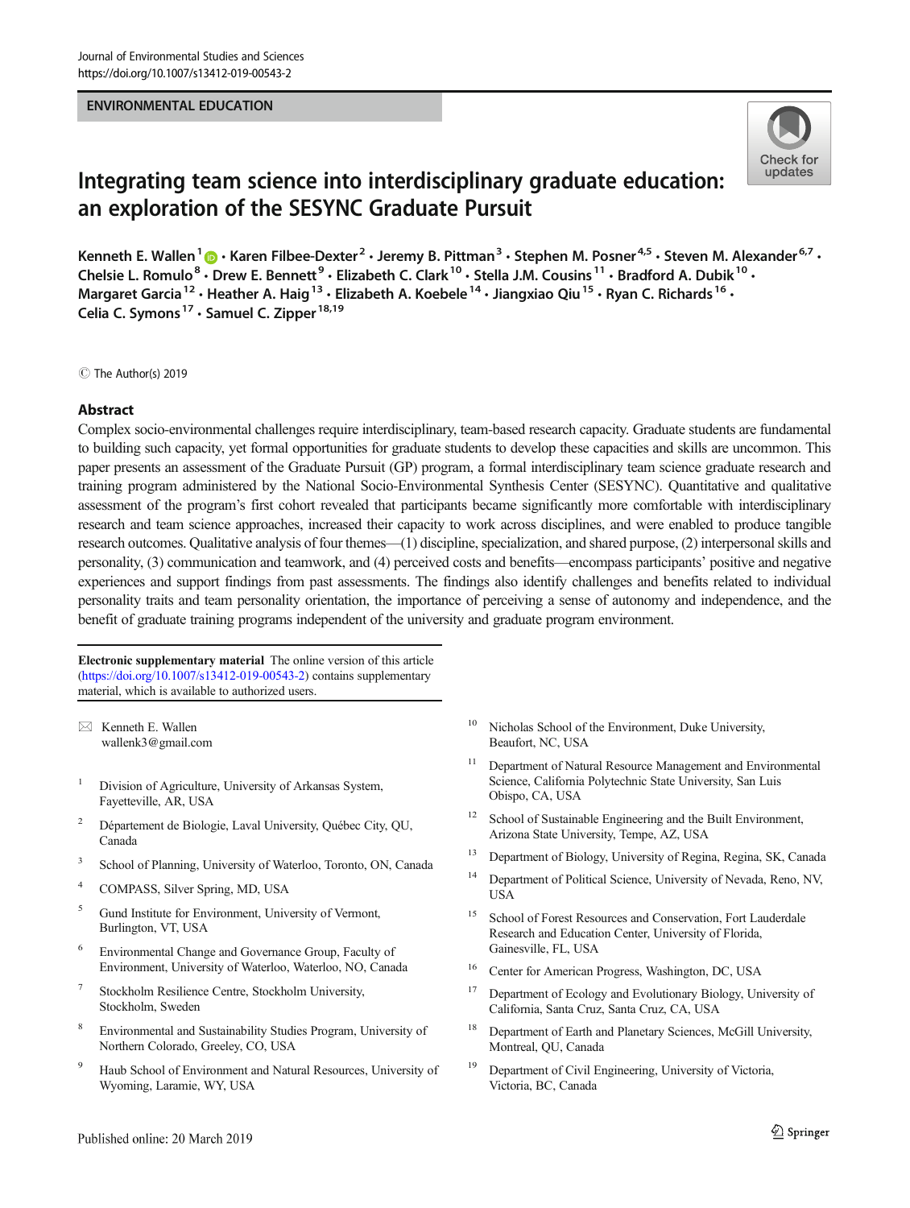ENVIRONMENTAL EDUCATION

# Integrating team science into interdisciplinary graduate education: an exploration of the SESYNC Graduate Pursuit

Kenneth E. Wallen[1] · Karen Filbee-Dexter[2] · Jeremy B. Pittman[3] · Stephen M. Posner[4,5] · Steven M. Alexander[6,7] · Chelsie L. Romulo[8] · Drew E. Bennett[9] · Elizabeth C. Clark[10] · Stella J.M. Cousins[11] · Bradford A. Dubik[10] · Margaret Garcia[12] · Heather A. Haig[13] · Elizabeth A. Koebele[14] · Jiangxiao Qiu[15] · Ryan C. Richards[16] · Celia C. Symons[17] · Samuel C. Zipper[18,19]

© The Author(s) 2019

## Abstract

Complex socio-environmental challenges require interdisciplinary, team-based research capacity. Graduate students are fundamental to building such capacity, yet formal opportunities for graduate students to develop these capacities and skills are uncommon. This paper presents an assessment of the Graduate Pursuit (GP) program, a formal interdisciplinary team science graduate research and training program administered by the National Socio-Environmental Synthesis Center (SESYNC). Quantitative and qualitative assessment of the program's first cohort revealed that participants became significantly more comfortable with interdisciplinary research and team science approaches, increased their capacity to work across disciplines, and were enabled to produce tangible research outcomes. Qualitative analysis of four themes—(1) discipline, specialization, and shared purpose, (2) interpersonal skills and personality, (3) communication and teamwork, and (4) perceived costs and benefits—encompass participants' positive and negative experiences and support findings from past assessments. The findings also identify challenges and benefits related to individual personality traits and team personality orientation, the importance of perceiving a sense of autonomy and independence, and the benefit of graduate training programs independent of the university and graduate program environment.

**Electronic supplementary material** The online version of this article (https://doi.org/10.1007/s13412-019-00543-2) contains supplementary material, which is available to authorized users.

✉ Kenneth E. Wallen
wallenk3@gmail.com

1. Division of Agriculture, University of Arkansas System, Fayetteville, AR, USA
2. Département de Biologie, Laval University, Québec City, QU, Canada
3. School of Planning, University of Waterloo, Toronto, ON, Canada
4. COMPASS, Silver Spring, MD, USA
5. Gund Institute for Environment, University of Vermont, Burlington, VT, USA
6. Environmental Change and Governance Group, Faculty of Environment, University of Waterloo, Waterloo, NO, Canada
7. Stockholm Resilience Centre, Stockholm University, Stockholm, Sweden
8. Environmental and Sustainability Studies Program, University of Northern Colorado, Greeley, CO, USA
9. Haub School of Environment and Natural Resources, University of Wyoming, Laramie, WY, USA
10. Nicholas School of the Environment, Duke University, Beaufort, NC, USA
11. Department of Natural Resource Management and Environmental Science, California Polytechnic State University, San Luis Obispo, CA, USA
12. School of Sustainable Engineering and the Built Environment, Arizona State University, Tempe, AZ, USA
13. Department of Biology, University of Regina, Regina, SK, Canada
14. Department of Political Science, University of Nevada, Reno, NV, USA
15. School of Forest Resources and Conservation, Fort Lauderdale Research and Education Center, University of Florida, Gainesville, FL, USA
16. Center for American Progress, Washington, DC, USA
17. Department of Ecology and Evolutionary Biology, University of California, Santa Cruz, Santa Cruz, CA, USA
18. Department of Earth and Planetary Sciences, McGill University, Montreal, QU, Canada
19. Department of Civil Engineering, University of Victoria, Victoria, BC, Canada

Published online: 20 March 2019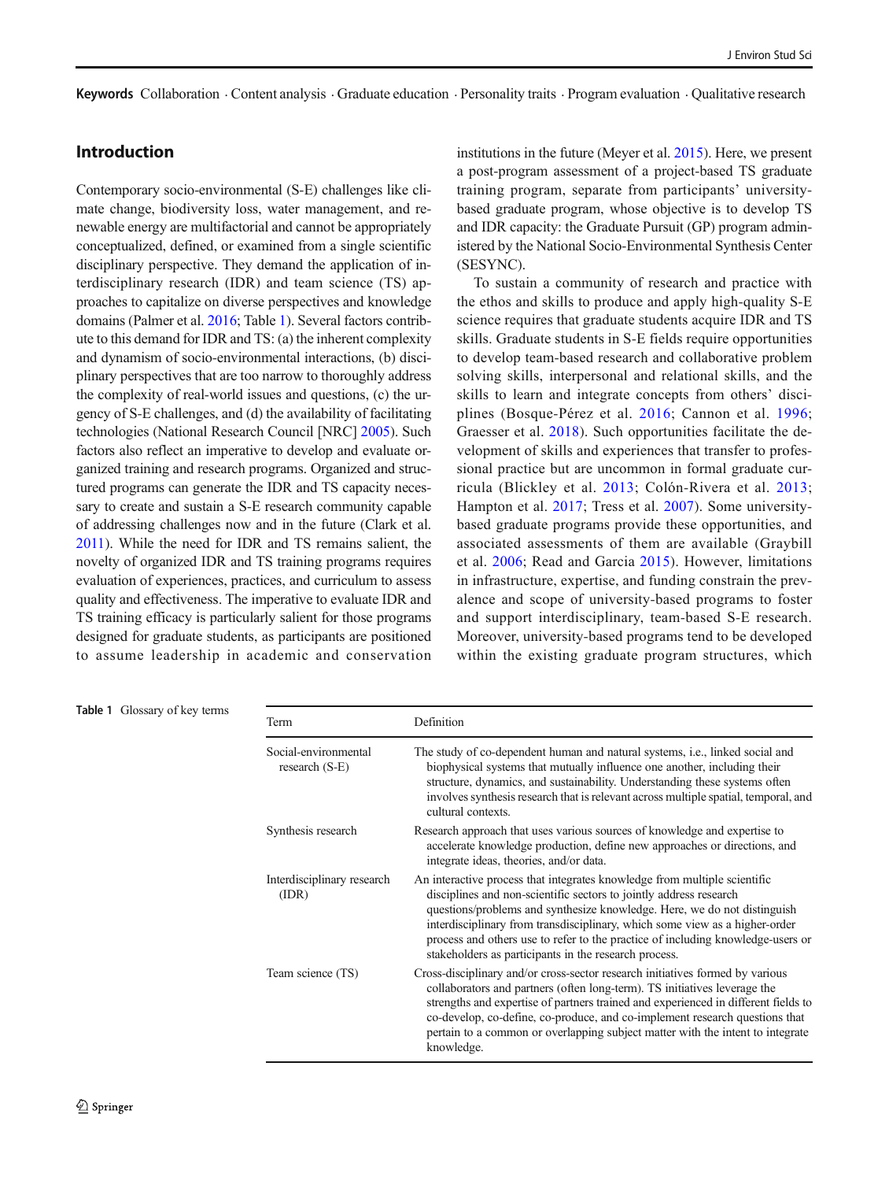**Keywords** Collaboration · Content analysis · Graduate education · Personality traits · Program evaluation · Qualitative research

## Introduction

Contemporary socio-environmental (S-E) challenges like climate change, biodiversity loss, water management, and renewable energy are multifactorial and cannot be appropriately conceptualized, defined, or examined from a single scientific disciplinary perspective. They demand the application of interdisciplinary research (IDR) and team science (TS) approaches to capitalize on diverse perspectives and knowledge domains (Palmer et al. 2016; Table 1). Several factors contribute to this demand for IDR and TS: (a) the inherent complexity and dynamism of socio-environmental interactions, (b) disciplinary perspectives that are too narrow to thoroughly address the complexity of real-world issues and questions, (c) the urgency of S-E challenges, and (d) the availability of facilitating technologies (National Research Council [NRC] 2005). Such factors also reflect an imperative to develop and evaluate organized training and research programs. Organized and structured programs can generate the IDR and TS capacity necessary to create and sustain a S-E research community capable of addressing challenges now and in the future (Clark et al. 2011). While the need for IDR and TS remains salient, the novelty of organized IDR and TS training programs requires evaluation of experiences, practices, and curriculum to assess quality and effectiveness. The imperative to evaluate IDR and TS training efficacy is particularly salient for those programs designed for graduate students, as participants are positioned to assume leadership in academic and conservation institutions in the future (Meyer et al. 2015). Here, we present a post-program assessment of a project-based TS graduate training program, separate from participants' university-based graduate program, whose objective is to develop TS and IDR capacity: the Graduate Pursuit (GP) program administered by the National Socio-Environmental Synthesis Center (SESYNC).

To sustain a community of research and practice with the ethos and skills to produce and apply high-quality S-E science requires that graduate students acquire IDR and TS skills. Graduate students in S-E fields require opportunities to develop team-based research and collaborative problem solving skills, interpersonal and relational skills, and the skills to learn and integrate concepts from others' disciplines (Bosque-Pérez et al. 2016; Cannon et al. 1996; Graesser et al. 2018). Such opportunities facilitate the development of skills and experiences that transfer to professional practice but are uncommon in formal graduate curricula (Blickley et al. 2013; Colón-Rivera et al. 2013; Hampton et al. 2017; Tress et al. 2007). Some university-based graduate programs provide these opportunities, and associated assessments of them are available (Graybill et al. 2006; Read and Garcia 2015). However, limitations in infrastructure, expertise, and funding constrain the prevalence and scope of university-based programs to foster and support interdisciplinary, team-based S-E research. Moreover, university-based programs tend to be developed within the existing graduate program structures, which

**Table 1** Glossary of key terms

| Term | Definition |
|---|---|
| Social-environmental research (S-E) | The study of co-dependent human and natural systems, i.e., linked social and biophysical systems that mutually influence one another, including their structure, dynamics, and sustainability. Understanding these systems often involves synthesis research that is relevant across multiple spatial, temporal, and cultural contexts. |
| Synthesis research | Research approach that uses various sources of knowledge and expertise to accelerate knowledge production, define new approaches or directions, and integrate ideas, theories, and/or data. |
| Interdisciplinary research (IDR) | An interactive process that integrates knowledge from multiple scientific disciplines and non-scientific sectors to jointly address research questions/problems and synthesize knowledge. Here, we do not distinguish interdisciplinary from transdisciplinary, which some view as a higher-order process and others use to refer to the practice of including knowledge-users or stakeholders as participants in the research process. |
| Team science (TS) | Cross-disciplinary and/or cross-sector research initiatives formed by various collaborators and partners (often long-term). TS initiatives leverage the strengths and expertise of partners trained and experienced in different fields to co-develop, co-define, co-produce, and co-implement research questions that pertain to a common or overlapping subject matter with the intent to integrate knowledge. |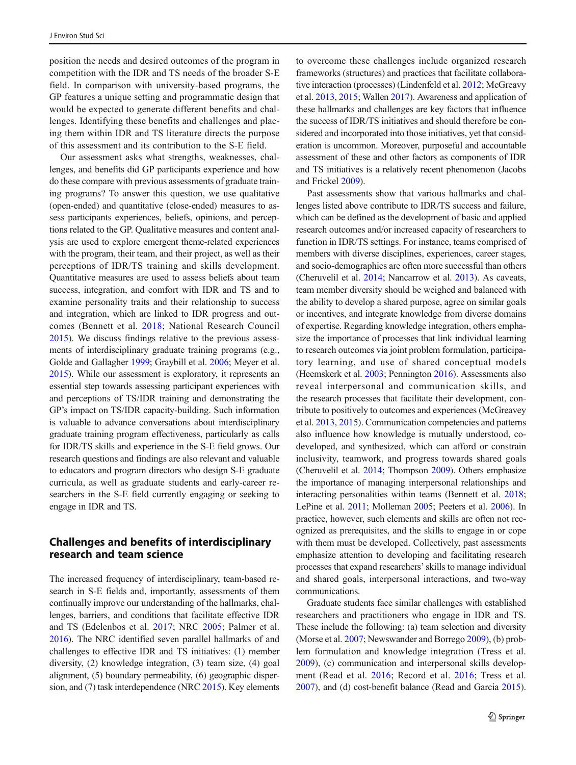position the needs and desired outcomes of the program in competition with the IDR and TS needs of the broader S-E field. In comparison with university-based programs, the GP features a unique setting and programmatic design that would be expected to generate different benefits and challenges. Identifying these benefits and challenges and placing them within IDR and TS literature directs the purpose of this assessment and its contribution to the S-E field.

Our assessment asks what strengths, weaknesses, challenges, and benefits did GP participants experience and how do these compare with previous assessments of graduate training programs? To answer this question, we use qualitative (open-ended) and quantitative (close-ended) measures to assess participants experiences, beliefs, opinions, and perceptions related to the GP. Qualitative measures and content analysis are used to explore emergent theme-related experiences with the program, their team, and their project, as well as their perceptions of IDR/TS training and skills development. Quantitative measures are used to assess beliefs about team success, integration, and comfort with IDR and TS and to examine personality traits and their relationship to success and integration, which are linked to IDR progress and outcomes (Bennett et al. 2018; National Research Council 2015). We discuss findings relative to the previous assessments of interdisciplinary graduate training programs (e.g., Golde and Gallagher 1999; Graybill et al. 2006; Meyer et al. 2015). While our assessment is exploratory, it represents an essential step towards assessing participant experiences with and perceptions of TS/IDR training and demonstrating the GP's impact on TS/IDR capacity-building. Such information is valuable to advance conversations about interdisciplinary graduate training program effectiveness, particularly as calls for IDR/TS skills and experience in the S-E field grows. Our research questions and findings are also relevant and valuable to educators and program directors who design S-E graduate curricula, as well as graduate students and early-career researchers in the S-E field currently engaging or seeking to engage in IDR and TS.

## Challenges and benefits of interdisciplinary research and team science

The increased frequency of interdisciplinary, team-based research in S-E fields and, importantly, assessments of them continually improve our understanding of the hallmarks, challenges, barriers, and conditions that facilitate effective IDR and TS (Edelenbos et al. 2017; NRC 2005; Palmer et al. 2016). The NRC identified seven parallel hallmarks of and challenges to effective IDR and TS initiatives: (1) member diversity, (2) knowledge integration, (3) team size, (4) goal alignment, (5) boundary permeability, (6) geographic dispersion, and (7) task interdependence (NRC 2015). Key elements to overcome these challenges include organized research frameworks (structures) and practices that facilitate collaborative interaction (processes) (Lindenfeld et al. 2012; McGreavy et al. 2013, 2015; Wallen 2017). Awareness and application of these hallmarks and challenges are key factors that influence the success of IDR/TS initiatives and should therefore be considered and incorporated into those initiatives, yet that consideration is uncommon. Moreover, purposeful and accountable assessment of these and other factors as components of IDR and TS initiatives is a relatively recent phenomenon (Jacobs and Frickel 2009).

Past assessments show that various hallmarks and challenges listed above contribute to IDR/TS success and failure, which can be defined as the development of basic and applied research outcomes and/or increased capacity of researchers to function in IDR/TS settings. For instance, teams comprised of members with diverse disciplines, experiences, career stages, and socio-demographics are often more successful than others (Cheruvelil et al. 2014; Nancarrow et al. 2013). As caveats, team member diversity should be weighed and balanced with the ability to develop a shared purpose, agree on similar goals or incentives, and integrate knowledge from diverse domains of expertise. Regarding knowledge integration, others emphasize the importance of processes that link individual learning to research outcomes via joint problem formulation, participatory learning, and use of shared conceptual models (Heemskerk et al. 2003; Pennington 2016). Assessments also reveal interpersonal and communication skills, and the research processes that facilitate their development, contribute to positively to outcomes and experiences (McGreavey et al. 2013, 2015). Communication competencies and patterns also influence how knowledge is mutually understood, co-developed, and synthesized, which can afford or constrain inclusivity, teamwork, and progress towards shared goals (Cheruvelil et al. 2014; Thompson 2009). Others emphasize the importance of managing interpersonal relationships and interacting personalities within teams (Bennett et al. 2018; LePine et al. 2011; Molleman 2005; Peeters et al. 2006). In practice, however, such elements and skills are often not recognized as prerequisites, and the skills to engage in or cope with them must be developed. Collectively, past assessments emphasize attention to developing and facilitating research processes that expand researchers' skills to manage individual and shared goals, interpersonal interactions, and two-way communications.

Graduate students face similar challenges with established researchers and practitioners who engage in IDR and TS. These include the following: (a) team selection and diversity (Morse et al. 2007; Newswander and Borrego 2009), (b) problem formulation and knowledge integration (Tress et al. 2009), (c) communication and interpersonal skills development (Read et al. 2016; Record et al. 2016; Tress et al. 2007), and (d) cost-benefit balance (Read and Garcia 2015).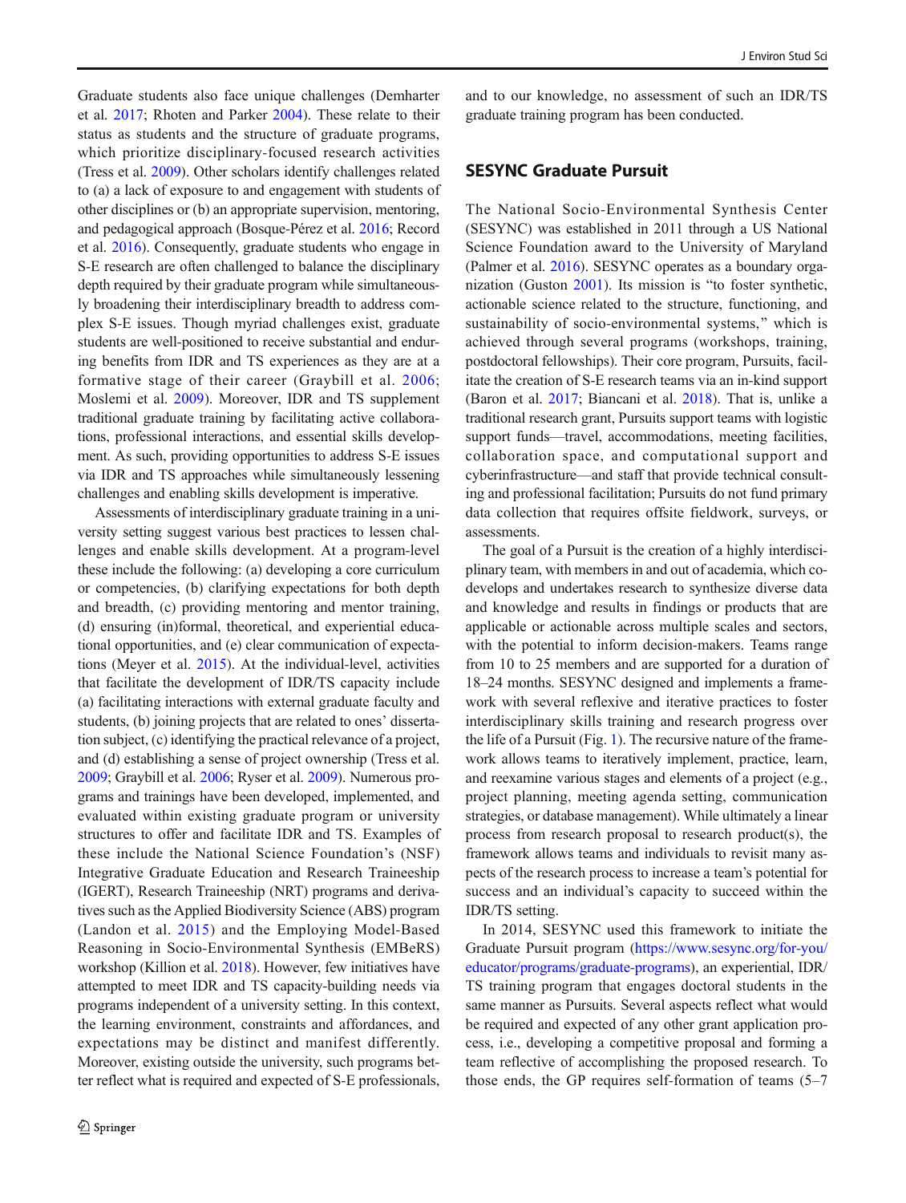Graduate students also face unique challenges (Demharter et al. 2017; Rhoten and Parker 2004). These relate to their status as students and the structure of graduate programs, which prioritize disciplinary-focused research activities (Tress et al. 2009). Other scholars identify challenges related to (a) a lack of exposure to and engagement with students of other disciplines or (b) an appropriate supervision, mentoring, and pedagogical approach (Bosque-Pérez et al. 2016; Record et al. 2016). Consequently, graduate students who engage in S-E research are often challenged to balance the disciplinary depth required by their graduate program while simultaneously broadening their interdisciplinary breadth to address complex S-E issues. Though myriad challenges exist, graduate students are well-positioned to receive substantial and enduring benefits from IDR and TS experiences as they are at a formative stage of their career (Graybill et al. 2006; Moslemi et al. 2009). Moreover, IDR and TS supplement traditional graduate training by facilitating active collaborations, professional interactions, and essential skills development. As such, providing opportunities to address S-E issues via IDR and TS approaches while simultaneously lessening challenges and enabling skills development is imperative.

Assessments of interdisciplinary graduate training in a university setting suggest various best practices to lessen challenges and enable skills development. At a program-level these include the following: (a) developing a core curriculum or competencies, (b) clarifying expectations for both depth and breadth, (c) providing mentoring and mentor training, (d) ensuring (in)formal, theoretical, and experiential educational opportunities, and (e) clear communication of expectations (Meyer et al. 2015). At the individual-level, activities that facilitate the development of IDR/TS capacity include (a) facilitating interactions with external graduate faculty and students, (b) joining projects that are related to ones' dissertation subject, (c) identifying the practical relevance of a project, and (d) establishing a sense of project ownership (Tress et al. 2009; Graybill et al. 2006; Ryser et al. 2009). Numerous programs and trainings have been developed, implemented, and evaluated within existing graduate program or university structures to offer and facilitate IDR and TS. Examples of these include the National Science Foundation's (NSF) Integrative Graduate Education and Research Traineeship (IGERT), Research Traineeship (NRT) programs and derivatives such as the Applied Biodiversity Science (ABS) program (Landon et al. 2015) and the Employing Model-Based Reasoning in Socio-Environmental Synthesis (EMBeRS) workshop (Killion et al. 2018). However, few initiatives have attempted to meet IDR and TS capacity-building needs via programs independent of a university setting. In this context, the learning environment, constraints and affordances, and expectations may be distinct and manifest differently. Moreover, existing outside the university, such programs better reflect what is required and expected of S-E professionals, and to our knowledge, no assessment of such an IDR/TS graduate training program has been conducted.

## SESYNC Graduate Pursuit

The National Socio-Environmental Synthesis Center (SESYNC) was established in 2011 through a US National Science Foundation award to the University of Maryland (Palmer et al. 2016). SESYNC operates as a boundary organization (Guston 2001). Its mission is "to foster synthetic, actionable science related to the structure, functioning, and sustainability of socio-environmental systems," which is achieved through several programs (workshops, training, postdoctoral fellowships). Their core program, Pursuits, facilitate the creation of S-E research teams via an in-kind support (Baron et al. 2017; Biancani et al. 2018). That is, unlike a traditional research grant, Pursuits support teams with logistic support funds—travel, accommodations, meeting facilities, collaboration space, and computational support and cyberinfrastructure—and staff that provide technical consulting and professional facilitation; Pursuits do not fund primary data collection that requires offsite fieldwork, surveys, or assessments.

The goal of a Pursuit is the creation of a highly interdisciplinary team, with members in and out of academia, which co-develops and undertakes research to synthesize diverse data and knowledge and results in findings or products that are applicable or actionable across multiple scales and sectors, with the potential to inform decision-makers. Teams range from 10 to 25 members and are supported for a duration of 18–24 months. SESYNC designed and implements a framework with several reflexive and iterative practices to foster interdisciplinary skills training and research progress over the life of a Pursuit (Fig. 1). The recursive nature of the framework allows teams to iteratively implement, practice, learn, and reexamine various stages and elements of a project (e.g., project planning, meeting agenda setting, communication strategies, or database management). While ultimately a linear process from research proposal to research product(s), the framework allows teams and individuals to revisit many aspects of the research process to increase a team's potential for success and an individual's capacity to succeed within the IDR/TS setting.

In 2014, SESYNC used this framework to initiate the Graduate Pursuit program (https://www.sesync.org/for-you/educator/programs/graduate-programs), an experiential, IDR/TS training program that engages doctoral students in the same manner as Pursuits. Several aspects reflect what would be required and expected of any other grant application process, i.e., developing a competitive proposal and forming a team reflective of accomplishing the proposed research. To those ends, the GP requires self-formation of teams (5–7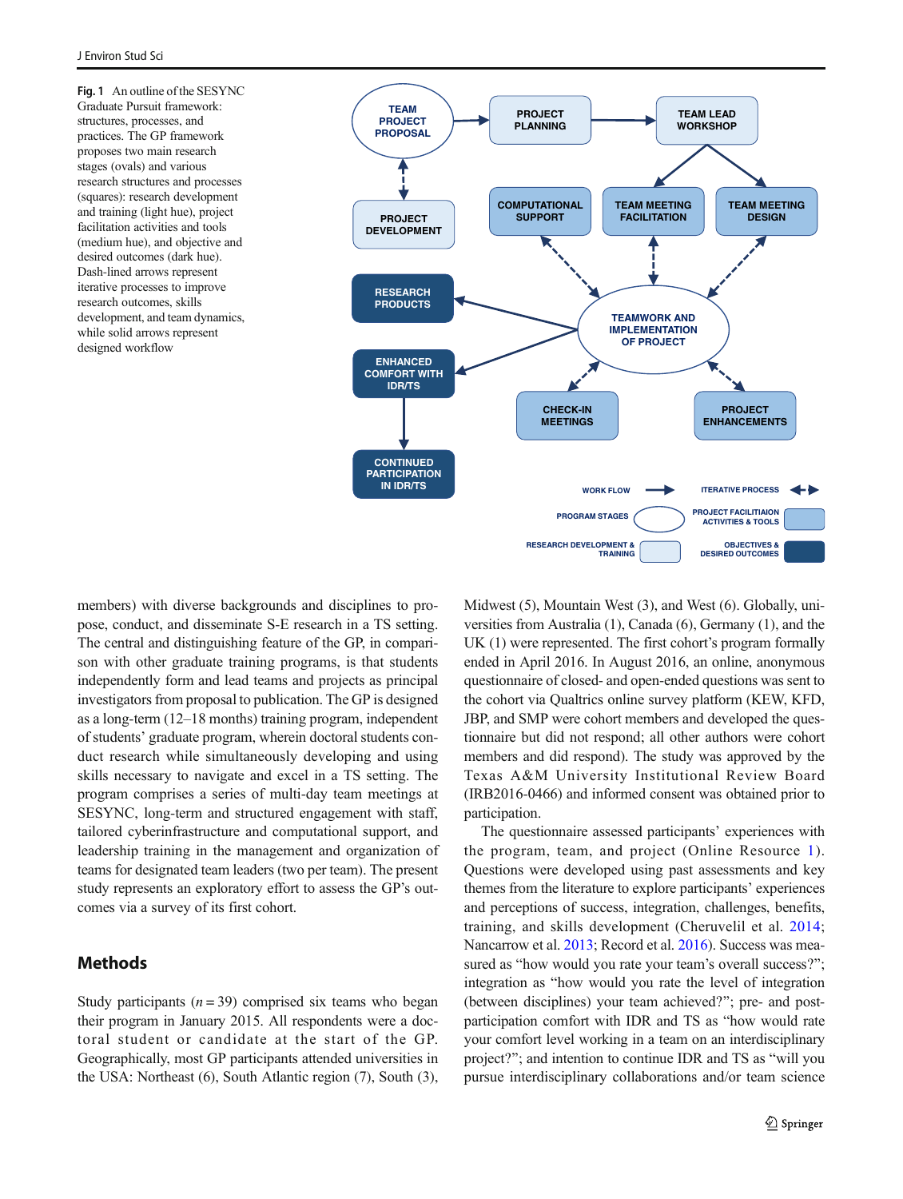Fig. 1 An outline of the SESYNC Graduate Pursuit framework: structures, processes, and practices. The GP framework proposes two main research stages (ovals) and various research structures and processes (squares): research development and training (light hue), project facilitation activities and tools (medium hue), and objective and desired outcomes (dark hue). Dash-lined arrows represent iterative processes to improve research outcomes, skills development, and team dynamics, while solid arrows represent designed workflow

members) with diverse backgrounds and disciplines to propose, conduct, and disseminate S-E research in a TS setting. The central and distinguishing feature of the GP, in comparison with other graduate training programs, is that students independently form and lead teams and projects as principal investigators from proposal to publication. The GP is designed as a long-term (12–18 months) training program, independent of students' graduate program, wherein doctoral students conduct research while simultaneously developing and using skills necessary to navigate and excel in a TS setting. The program comprises a series of multi-day team meetings at SESYNC, long-term and structured engagement with staff, tailored cyberinfrastructure and computational support, and leadership training in the management and organization of teams for designated team leaders (two per team). The present study represents an exploratory effort to assess the GP's outcomes via a survey of its first cohort.

## Methods

Study participants ($n = 39$) comprised six teams who began their program in January 2015. All respondents were a doctoral student or candidate at the start of the GP. Geographically, most GP participants attended universities in the USA: Northeast (6), South Atlantic region (7), South (3), Midwest (5), Mountain West (3), and West (6). Globally, universities from Australia (1), Canada (6), Germany (1), and the UK (1) were represented. The first cohort's program formally ended in April 2016. In August 2016, an online, anonymous questionnaire of closed- and open-ended questions was sent to the cohort via Qualtrics online survey platform (KEW, KFD, JBP, and SMP were cohort members and developed the questionnaire but did not respond; all other authors were cohort members and did respond). The study was approved by the Texas A&M University Institutional Review Board (IRB2016-0466) and informed consent was obtained prior to participation.

The questionnaire assessed participants' experiences with the program, team, and project (Online Resource 1). Questions were developed using past assessments and key themes from the literature to explore participants' experiences and perceptions of success, integration, challenges, benefits, training, and skills development (Cheruvelil et al. 2014; Nancarrow et al. 2013; Record et al. 2016). Success was measured as "how would you rate your team's overall success?"; integration as "how would you rate the level of integration (between disciplines) your team achieved?"; pre- and post-participation comfort with IDR and TS as "how would rate your comfort level working in a team on an interdisciplinary project?"; and intention to continue IDR and TS as "will you pursue interdisciplinary collaborations and/or team science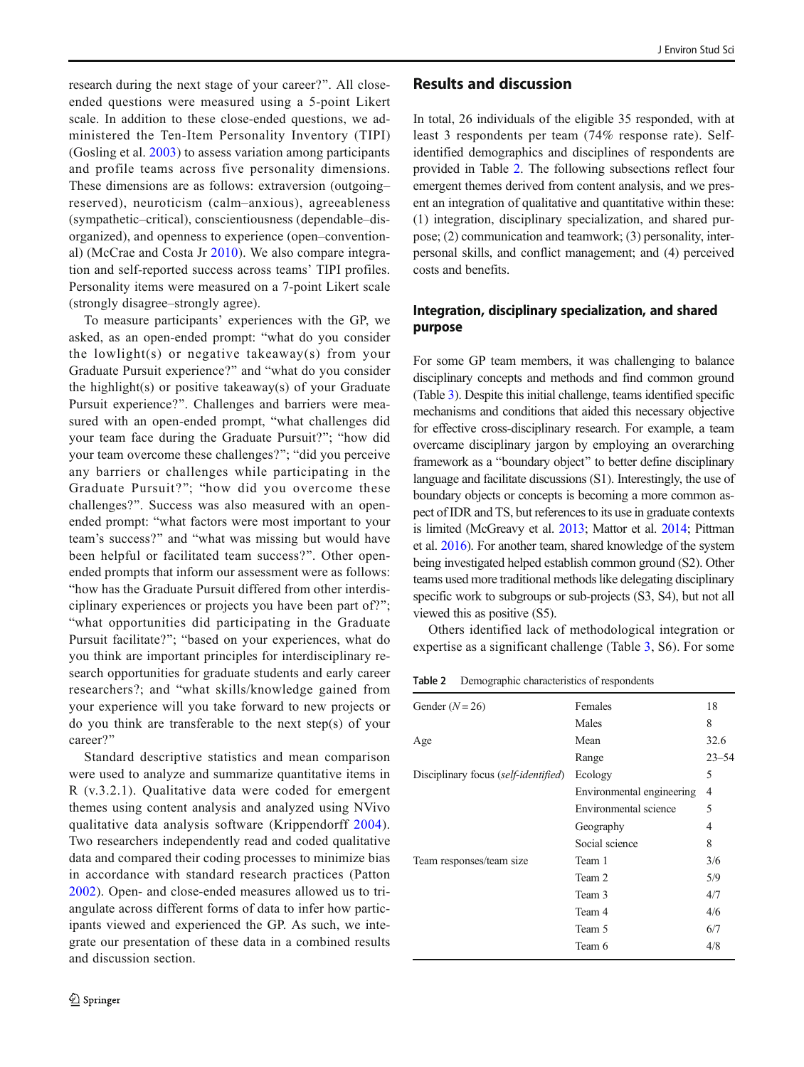research during the next stage of your career?". All close-ended questions were measured using a 5-point Likert scale. In addition to these close-ended questions, we administered the Ten-Item Personality Inventory (TIPI) (Gosling et al. 2003) to assess variation among participants and profile teams across five personality dimensions. These dimensions are as follows: extraversion (outgoing–reserved), neuroticism (calm–anxious), agreeableness (sympathetic–critical), conscientiousness (dependable–disorganized), and openness to experience (open–conventional) (McCrae and Costa Jr 2010). We also compare integration and self-reported success across teams' TIPI profiles. Personality items were measured on a 7-point Likert scale (strongly disagree–strongly agree).

To measure participants' experiences with the GP, we asked, as an open-ended prompt: "what do you consider the lowlight(s) or negative takeaway(s) from your Graduate Pursuit experience?" and "what do you consider the highlight(s) or positive takeaway(s) of your Graduate Pursuit experience?". Challenges and barriers were measured with an open-ended prompt, "what challenges did your team face during the Graduate Pursuit?"; "how did your team overcome these challenges?"; "did you perceive any barriers or challenges while participating in the Graduate Pursuit?"; "how did you overcome these challenges?". Success was also measured with an open-ended prompt: "what factors were most important to your team's success?" and "what was missing but would have been helpful or facilitated team success?". Other open-ended prompts that inform our assessment were as follows: "how has the Graduate Pursuit differed from other interdisciplinary experiences or projects you have been part of?"; "what opportunities did participating in the Graduate Pursuit facilitate?"; "based on your experiences, what do you think are important principles for interdisciplinary research opportunities for graduate students and early career researchers?; and "what skills/knowledge gained from your experience will you take forward to new projects or do you think are transferable to the next step(s) of your career?"

Standard descriptive statistics and mean comparison were used to analyze and summarize quantitative items in R (v.3.2.1). Qualitative data were coded for emergent themes using content analysis and analyzed using NVivo qualitative data analysis software (Krippendorff 2004). Two researchers independently read and coded qualitative data and compared their coding processes to minimize bias in accordance with standard research practices (Patton 2002). Open- and close-ended measures allowed us to triangulate across different forms of data to infer how participants viewed and experienced the GP. As such, we integrate our presentation of these data in a combined results and discussion section.

## Results and discussion

In total, 26 individuals of the eligible 35 responded, with at least 3 respondents per team (74% response rate). Self-identified demographics and disciplines of respondents are provided in Table 2. The following subsections reflect four emergent themes derived from content analysis, and we present an integration of qualitative and quantitative within these: (1) integration, disciplinary specialization, and shared purpose; (2) communication and teamwork; (3) personality, interpersonal skills, and conflict management; and (4) perceived costs and benefits.

### Integration, disciplinary specialization, and shared purpose

For some GP team members, it was challenging to balance disciplinary concepts and methods and find common ground (Table 3). Despite this initial challenge, teams identified specific mechanisms and conditions that aided this necessary objective for effective cross-disciplinary research. For example, a team overcame disciplinary jargon by employing an overarching framework as a "boundary object" to better define disciplinary language and facilitate discussions (S1). Interestingly, the use of boundary objects or concepts is becoming a more common aspect of IDR and TS, but references to its use in graduate contexts is limited (McGreavy et al. 2013; Mattor et al. 2014; Pittman et al. 2016). For another team, shared knowledge of the system being investigated helped establish common ground (S2). Other teams used more traditional methods like delegating disciplinary specific work to subgroups or sub-projects (S3, S4), but not all viewed this as positive (S5).

Others identified lack of methodological integration or expertise as a significant challenge (Table 3, S6). For some

**Table 2** Demographic characteristics of respondents

| | | |
|---|---|---|
| Gender ($N = 26$) | Females | 18 |
| | Males | 8 |
| Age | Mean | 32.6 |
| | Range | 23–54 |
| Disciplinary focus (*self-identified*) | Ecology | 5 |
| | Environmental engineering | 4 |
| | Environmental science | 5 |
| | Geography | 4 |
| | Social science | 8 |
| Team responses/team size | Team 1 | 3/6 |
| | Team 2 | 5/9 |
| | Team 3 | 4/7 |
| | Team 4 | 4/6 |
| | Team 5 | 6/7 |
| | Team 6 | 4/8 |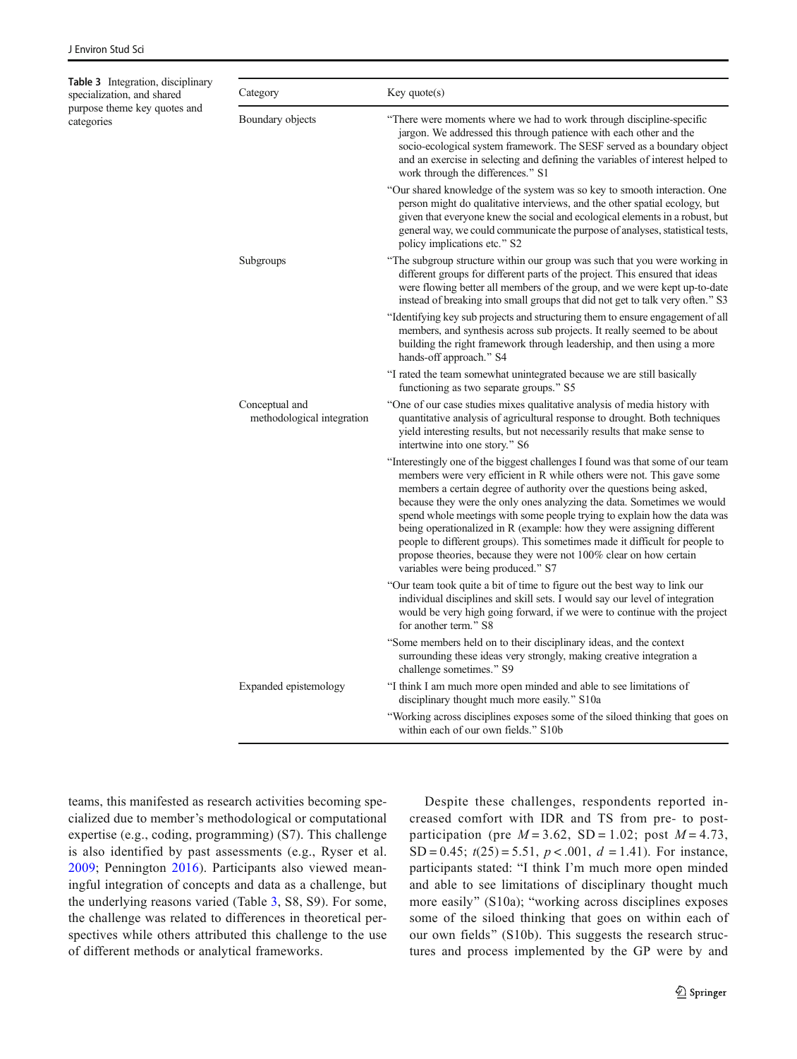**Table 3** Integration, disciplinary specialization, and shared purpose theme key quotes and categories

| Category | Key quote(s) |
| --- | --- |
| Boundary objects | "There were moments where we had to work through discipline-specific jargon. We addressed this through patience with each other and the socio-ecological system framework. The SESF served as a boundary object and an exercise in selecting and defining the variables of interest helped to work through the differences." S1 |
| | "Our shared knowledge of the system was so key to smooth interaction. One person might do qualitative interviews, and the other spatial ecology, but given that everyone knew the social and ecological elements in a robust, but general way, we could communicate the purpose of analyses, statistical tests, policy implications etc." S2 |
| Subgroups | "The subgroup structure within our group was such that you were working in different groups for different parts of the project. This ensured that ideas were flowing better all members of the group, and we were kept up-to-date instead of breaking into small groups that did not get to talk very often." S3 |
| | "Identifying key sub projects and structuring them to ensure engagement of all members, and synthesis across sub projects. It really seemed to be about building the right framework through leadership, and then using a more hands-off approach." S4 |
| | "I rated the team somewhat unintegrated because we are still basically functioning as two separate groups." S5 |
| Conceptual and methodological integration | "One of our case studies mixes qualitative analysis of media history with quantitative analysis of agricultural response to drought. Both techniques yield interesting results, but not necessarily results that make sense to intertwine into one story." S6 |
| | "Interestingly one of the biggest challenges I found was that some of our team members were very efficient in R while others were not. This gave some members a certain degree of authority over the questions being asked, because they were the only ones analyzing the data. Sometimes we would spend whole meetings with some people trying to explain how the data was being operationalized in R (example: how they were assigning different people to different groups). This sometimes made it difficult for people to propose theories, because they were not 100% clear on how certain variables were being produced." S7 |
| | "Our team took quite a bit of time to figure out the best way to link our individual disciplines and skill sets. I would say our level of integration would be very high going forward, if we were to continue with the project for another term." S8 |
| | "Some members held on to their disciplinary ideas, and the context surrounding these ideas very strongly, making creative integration a challenge sometimes." S9 |
| Expanded epistemology | "I think I am much more open minded and able to see limitations of disciplinary thought much more easily." S10a |
| | "Working across disciplines exposes some of the siloed thinking that goes on within each of our own fields." S10b |

teams, this manifested as research activities becoming specialized due to member's methodological or computational expertise (e.g., coding, programming) (S7). This challenge is also identified by past assessments (e.g., Ryser et al. 2009; Pennington 2016). Participants also viewed meaningful integration of concepts and data as a challenge, but the underlying reasons varied (Table 3, S8, S9). For some, the challenge was related to differences in theoretical perspectives while others attributed this challenge to the use of different methods or analytical frameworks.

Despite these challenges, respondents reported increased comfort with IDR and TS from pre- to post-participation (pre $M = 3.62$, $SD = 1.02$; post $M = 4.73$, $SD = 0.45$; $t(25) = 5.51$, $p < .001$, $d = 1.41$). For instance, participants stated: "I think I'm much more open minded and able to see limitations of disciplinary thought much more easily" (S10a); "working across disciplines exposes some of the siloed thinking that goes on within each of our own fields" (S10b). This suggests the research structures and process implemented by the GP were by and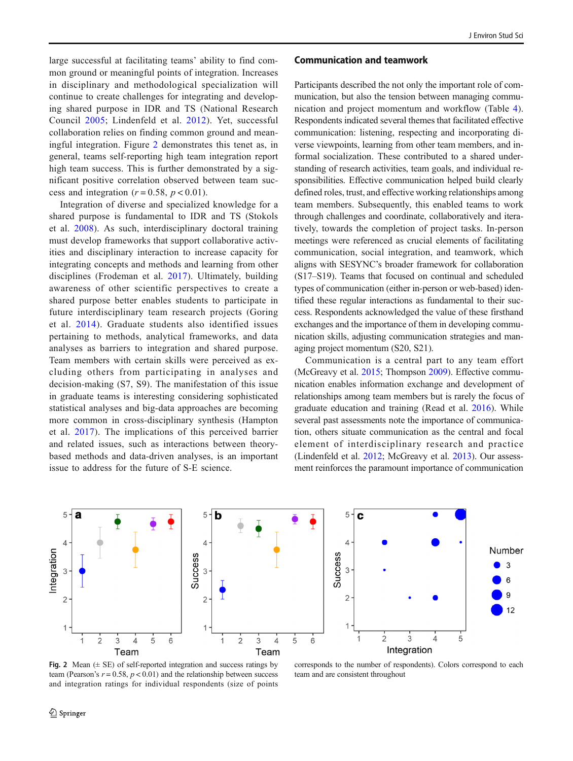large successful at facilitating teams' ability to find common ground or meaningful points of integration. Increases in disciplinary and methodological specialization will continue to create challenges for integrating and developing shared purpose in IDR and TS (National Research Council 2005; Lindenfeld et al. 2012). Yet, successful collaboration relies on finding common ground and meaningful integration. Figure 2 demonstrates this tenet as, in general, teams self-reporting high team integration report high team success. This is further demonstrated by a significant positive correlation observed between team success and integration ($r = 0.58$, $p < 0.01$).

Integration of diverse and specialized knowledge for a shared purpose is fundamental to IDR and TS (Stokols et al. 2008). As such, interdisciplinary doctoral training must develop frameworks that support collaborative activities and disciplinary interaction to increase capacity for integrating concepts and methods and learning from other disciplines (Frodeman et al. 2017). Ultimately, building awareness of other scientific perspectives to create a shared purpose better enables students to participate in future interdisciplinary team research projects (Goring et al. 2014). Graduate students also identified issues pertaining to methods, analytical frameworks, and data analyses as barriers to integration and shared purpose. Team members with certain skills were perceived as excluding others from participating in analyses and decision-making (S7, S9). The manifestation of this issue in graduate teams is interesting considering sophisticated statistical analyses and big-data approaches are becoming more common in cross-disciplinary synthesis (Hampton et al. 2017). The implications of this perceived barrier and related issues, such as interactions between theory-based methods and data-driven analyses, is an important issue to address for the future of S-E science.

## Communication and teamwork

Participants described the not only the important role of communication, but also the tension between managing communication and project momentum and workflow (Table 4). Respondents indicated several themes that facilitated effective communication: listening, respecting and incorporating diverse viewpoints, learning from other team members, and informal socialization. These contributed to a shared understanding of research activities, team goals, and individual responsibilities. Effective communication helped build clearly defined roles, trust, and effective working relationships among team members. Subsequently, this enabled teams to work through challenges and coordinate, collaboratively and iteratively, towards the completion of project tasks. In-person meetings were referenced as crucial elements of facilitating communication, social integration, and teamwork, which aligns with SESYNC's broader framework for collaboration (S17–S19). Teams that focused on continual and scheduled types of communication (either in-person or web-based) identified these regular interactions as fundamental to their success. Respondents acknowledged the value of these firsthand exchanges and the importance of them in developing communication skills, adjusting communication strategies and managing project momentum (S20, S21).

Communication is a central part to any team effort (McGreavy et al. 2015; Thompson 2009). Effective communication enables information exchange and development of relationships among team members but is rarely the focus of graduate education and training (Read et al. 2016). While several past assessments note the importance of communication, others situate communication as the central and focal element of interdisciplinary research and practice (Lindenfeld et al. 2012; McGreavy et al. 2013). Our assessment reinforces the paramount importance of communication

**Fig. 2** Mean (± SE) of self-reported integration and success ratings by team (Pearson's $r = 0.58$, $p < 0.01$) and the relationship between success and integration ratings for individual respondents (size of points corresponds to the number of respondents). Colors correspond to each team and are consistent throughout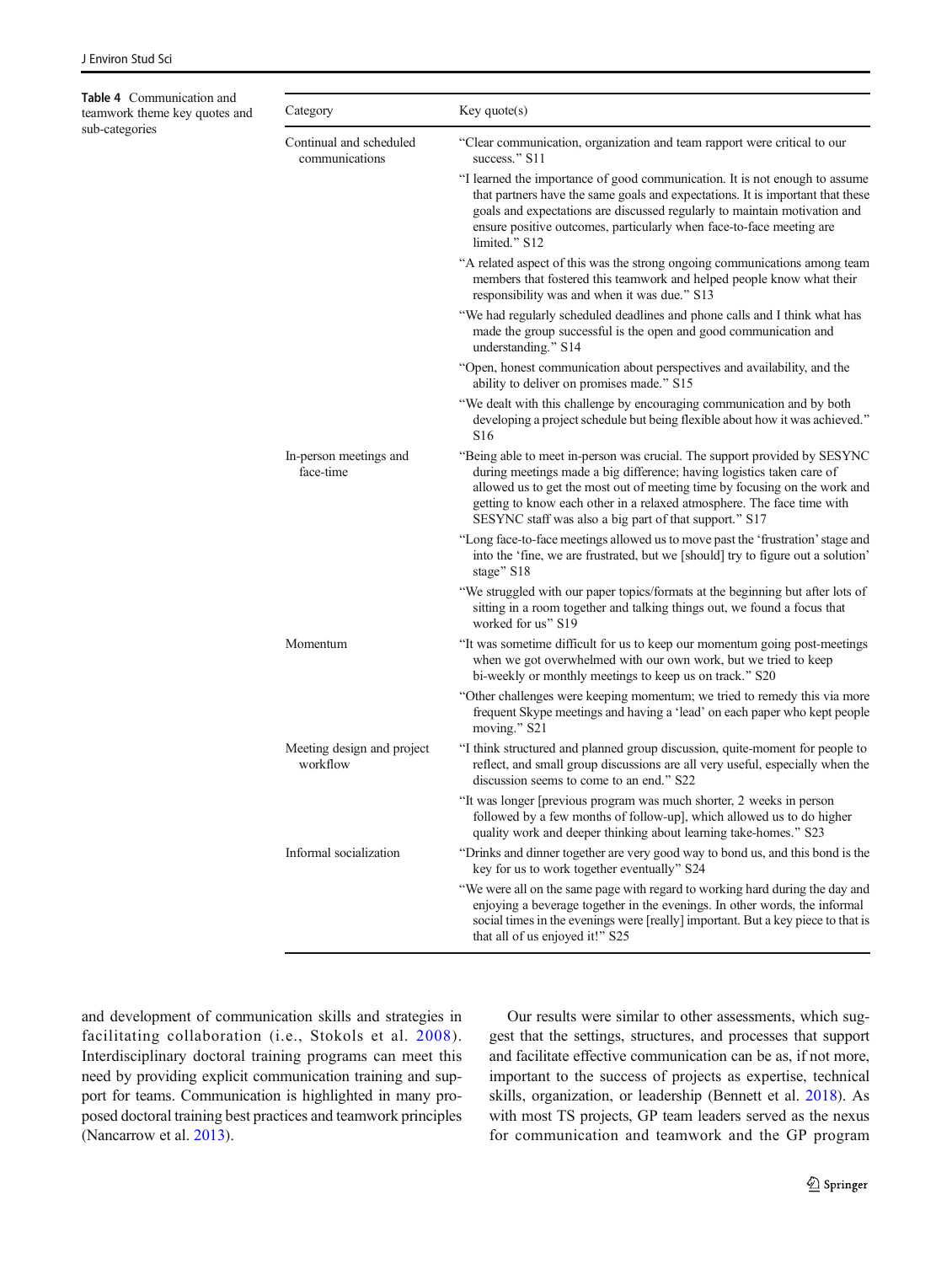**Table 4** Communication and teamwork theme key quotes and sub-categories

| Category | Key quote(s) |
| --- | --- |
| Continual and scheduled communications | "Clear communication, organization and team rapport were critical to our success." S11 |
| | "I learned the importance of good communication. It is not enough to assume that partners have the same goals and expectations. It is important that these goals and expectations are discussed regularly to maintain motivation and ensure positive outcomes, particularly when face-to-face meeting are limited." S12 |
| | "A related aspect of this was the strong ongoing communications among team members that fostered this teamwork and helped people know what their responsibility was and when it was due." S13 |
| | "We had regularly scheduled deadlines and phone calls and I think what has made the group successful is the open and good communication and understanding." S14 |
| | "Open, honest communication about perspectives and availability, and the ability to deliver on promises made." S15 |
| | "We dealt with this challenge by encouraging communication and by both developing a project schedule but being flexible about how it was achieved." S16 |
| In-person meetings and face-time | "Being able to meet in-person was crucial. The support provided by SESYNC during meetings made a big difference; having logistics taken care of allowed us to get the most out of meeting time by focusing on the work and getting to know each other in a relaxed atmosphere. The face time with SESYNC staff was also a big part of that support." S17 |
| | "Long face-to-face meetings allowed us to move past the 'frustration' stage and into the 'fine, we are frustrated, but we [should] try to figure out a solution' stage" S18 |
| | "We struggled with our paper topics/formats at the beginning but after lots of sitting in a room together and talking things out, we found a focus that worked for us" S19 |
| Momentum | "It was sometime difficult for us to keep our momentum going post-meetings when we got overwhelmed with our own work, but we tried to keep bi-weekly or monthly meetings to keep us on track." S20 |
| | "Other challenges were keeping momentum; we tried to remedy this via more frequent Skype meetings and having a 'lead' on each paper who kept people moving." S21 |
| Meeting design and project workflow | "I think structured and planned group discussion, quite-moment for people to reflect, and small group discussions are all very useful, especially when the discussion seems to come to an end." S22 |
| | "It was longer [previous program was much shorter, 2 weeks in person followed by a few months of follow-up], which allowed us to do higher quality work and deeper thinking about learning take-homes." S23 |
| Informal socialization | "Drinks and dinner together are very good way to bond us, and this bond is the key for us to work together eventually" S24 |
| | "We were all on the same page with regard to working hard during the day and enjoying a beverage together in the evenings. In other words, the informal social times in the evenings were [really] important. But a key piece to that is that all of us enjoyed it!" S25 |

and development of communication skills and strategies in facilitating collaboration (i.e., Stokols et al. 2008). Interdisciplinary doctoral training programs can meet this need by providing explicit communication training and support for teams. Communication is highlighted in many proposed doctoral training best practices and teamwork principles (Nancarrow et al. 2013).

Our results were similar to other assessments, which suggest that the settings, structures, and processes that support and facilitate effective communication can be as, if not more, important to the success of projects as expertise, technical skills, organization, or leadership (Bennett et al. 2018). As with most TS projects, GP team leaders served as the nexus for communication and teamwork and the GP program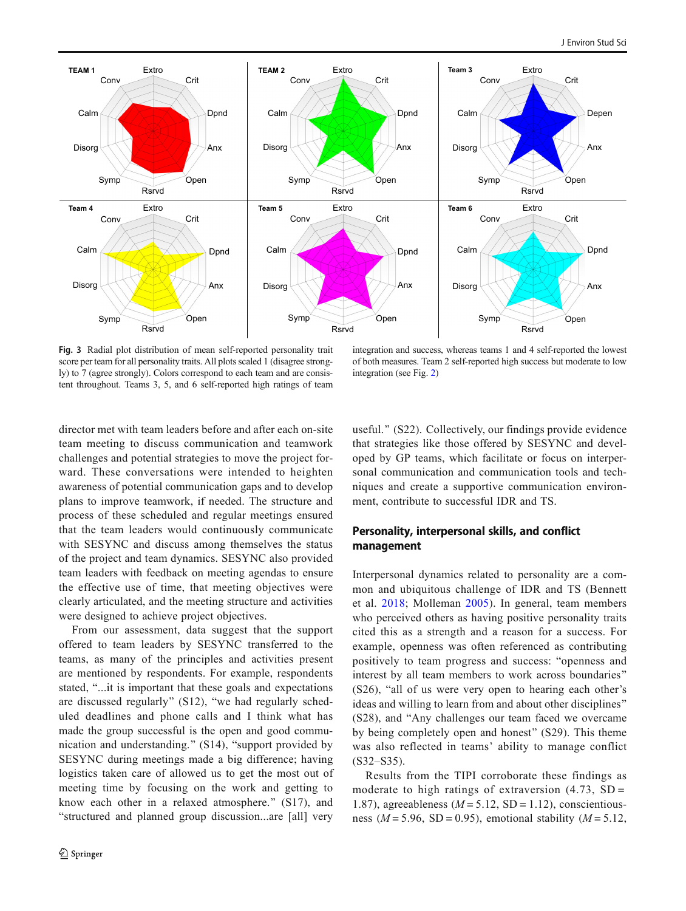**Fig. 3** Radial plot distribution of mean self-reported personality trait score per team for all personality traits. All plots scaled 1 (disagree strongly) to 7 (agree strongly). Colors correspond to each team and are consistent throughout. Teams 3, 5, and 6 self-reported high ratings of team integration and success, whereas teams 1 and 4 self-reported the lowest of both measures. Team 2 self-reported high success but moderate to low integration (see Fig. 2)

director met with team leaders before and after each on-site team meeting to discuss communication and teamwork challenges and potential strategies to move the project forward. These conversations were intended to heighten awareness of potential communication gaps and to develop plans to improve teamwork, if needed. The structure and process of these scheduled and regular meetings ensured that the team leaders would continuously communicate with SESYNC and discuss among themselves the status of the project and team dynamics. SESYNC also provided team leaders with feedback on meeting agendas to ensure the effective use of time, that meeting objectives were clearly articulated, and the meeting structure and activities were designed to achieve project objectives.

From our assessment, data suggest that the support offered to team leaders by SESYNC transferred to the teams, as many of the principles and activities present are mentioned by respondents. For example, respondents stated, "...it is important that these goals and expectations are discussed regularly" (S12), "we had regularly scheduled deadlines and phone calls and I think what has made the group successful is the open and good communication and understanding." (S14), "support provided by SESYNC during meetings made a big difference; having logistics taken care of allowed us to get the most out of meeting time by focusing on the work and getting to know each other in a relaxed atmosphere." (S17), and "structured and planned group discussion...are [all] very useful." (S22). Collectively, our findings provide evidence that strategies like those offered by SESYNC and developed by GP teams, which facilitate or focus on interpersonal communication and communication tools and techniques and create a supportive communication environment, contribute to successful IDR and TS.

## Personality, interpersonal skills, and conflict management

Interpersonal dynamics related to personality are a common and ubiquitous challenge of IDR and TS (Bennett et al. 2018; Molleman 2005). In general, team members who perceived others as having positive personality traits cited this as a strength and a reason for a success. For example, openness was often referenced as contributing positively to team progress and success: "openness and interest by all team members to work across boundaries" (S26), "all of us were very open to hearing each other's ideas and willing to learn from and about other disciplines" (S28), and "Any challenges our team faced we overcame by being completely open and honest" (S29). This theme was also reflected in teams' ability to manage conflict (S32–S35).

Results from the TIPI corroborate these findings as moderate to high ratings of extraversion (4.73, SD = 1.87), agreeableness ($M = 5.12$, SD = 1.12), conscientiousness ($M = 5.96$, SD = 0.95), emotional stability ($M = 5.12$,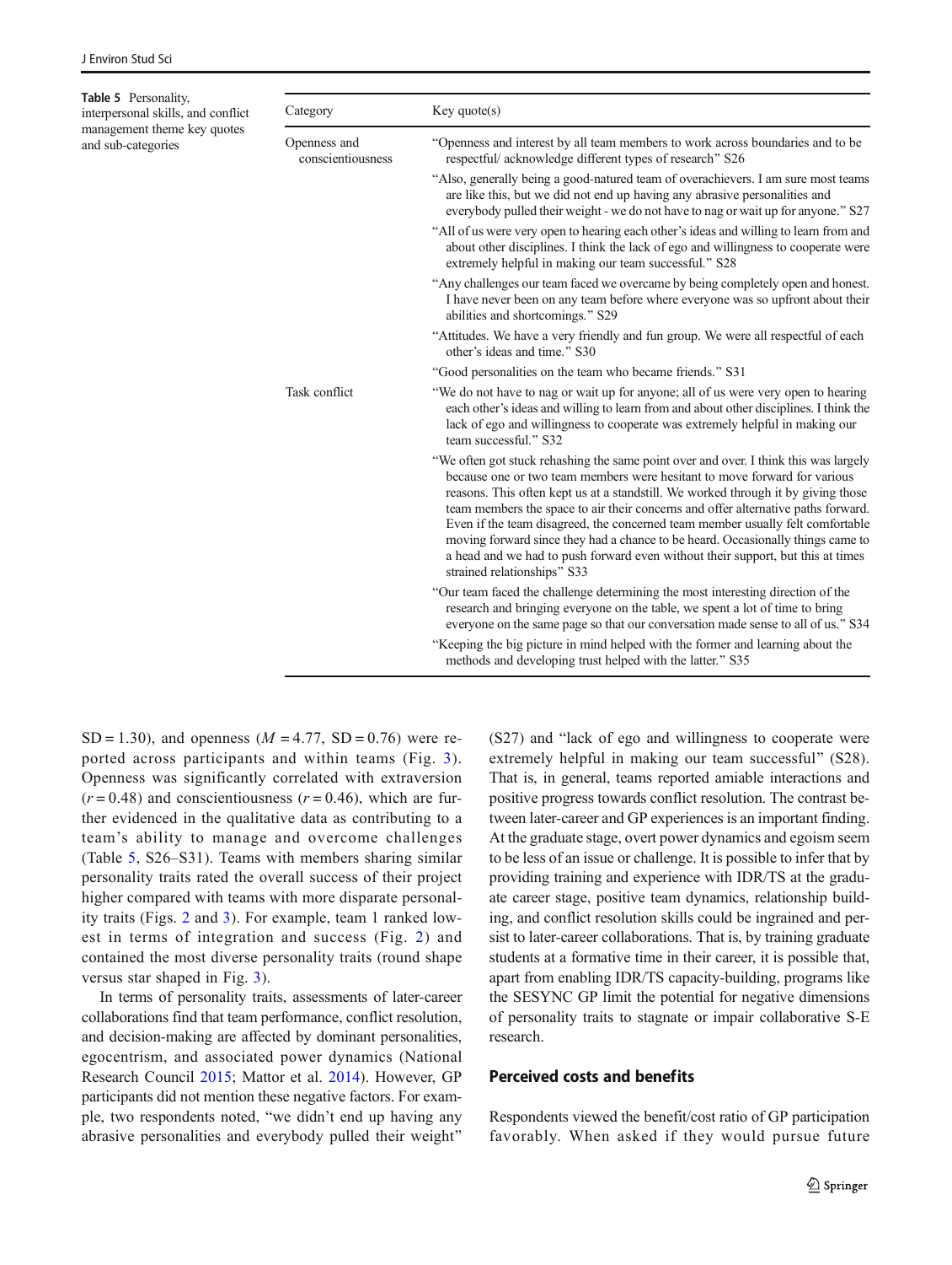**Table 5** Personality, interpersonal skills, and conflict management theme key quotes and sub-categories

| Category | Key quote(s) |
| --- | --- |
| Openness and conscientiousness | "Openness and interest by all team members to work across boundaries and to be respectful/ acknowledge different types of research" S26 |
| | "Also, generally being a good-natured team of overachievers. I am sure most teams are like this, but we did not end up having any abrasive personalities and everybody pulled their weight - we do not have to nag or wait up for anyone." S27 |
| | "All of us were very open to hearing each other's ideas and willing to learn from and about other disciplines. I think the lack of ego and willingness to cooperate were extremely helpful in making our team successful." S28 |
| | "Any challenges our team faced we overcame by being completely open and honest. I have never been on any team before where everyone was so upfront about their abilities and shortcomings." S29 |
| | "Attitudes. We have a very friendly and fun group. We were all respectful of each other's ideas and time." S30 |
| | "Good personalities on the team who became friends." S31 |
| Task conflict | "We do not have to nag or wait up for anyone; all of us were very open to hearing each other's ideas and willing to learn from and about other disciplines. I think the lack of ego and willingness to cooperate was extremely helpful in making our team successful." S32 |
| | "We often got stuck rehashing the same point over and over. I think this was largely because one or two team members were hesitant to move forward for various reasons. This often kept us at a standstill. We worked through it by giving those team members the space to air their concerns and offer alternative paths forward. Even if the team disagreed, the concerned team member usually felt comfortable moving forward since they had a chance to be heard. Occasionally things came to a head and we had to push forward even without their support, but this at times strained relationships" S33 |
| | "Our team faced the challenge determining the most interesting direction of the research and bringing everyone on the table, we spent a lot of time to bring everyone on the same page so that our conversation made sense to all of us." S34 |
| | "Keeping the big picture in mind helped with the former and learning about the methods and developing trust helped with the latter." S35 |

SD = 1.30), and openness ($M$ = 4.77, SD = 0.76) were reported across participants and within teams (Fig. 3). Openness was significantly correlated with extraversion ($r$ = 0.48) and conscientiousness ($r$ = 0.46), which are further evidenced in the qualitative data as contributing to a team's ability to manage and overcome challenges (Table 5, S26–S31). Teams with members sharing similar personality traits rated the overall success of their project higher compared with teams with more disparate personality traits (Figs. 2 and 3). For example, team 1 ranked lowest in terms of integration and success (Fig. 2) and contained the most diverse personality traits (round shape versus star shaped in Fig. 3).

In terms of personality traits, assessments of later-career collaborations find that team performance, conflict resolution, and decision-making are affected by dominant personalities, egocentrism, and associated power dynamics (National Research Council 2015; Mattor et al. 2014). However, GP participants did not mention these negative factors. For example, two respondents noted, "we didn't end up having any abrasive personalities and everybody pulled their weight" (S27) and "lack of ego and willingness to cooperate were extremely helpful in making our team successful" (S28). That is, in general, teams reported amiable interactions and positive progress towards conflict resolution. The contrast between later-career and GP experiences is an important finding. At the graduate stage, overt power dynamics and egoism seem to be less of an issue or challenge. It is possible to infer that by providing training and experience with IDR/TS at the graduate career stage, positive team dynamics, relationship building, and conflict resolution skills could be ingrained and persist to later-career collaborations. That is, by training graduate students at a formative time in their career, it is possible that, apart from enabling IDR/TS capacity-building, programs like the SESYNC GP limit the potential for negative dimensions of personality traits to stagnate or impair collaborative S-E research.

## Perceived costs and benefits

Respondents viewed the benefit/cost ratio of GP participation favorably. When asked if they would pursue future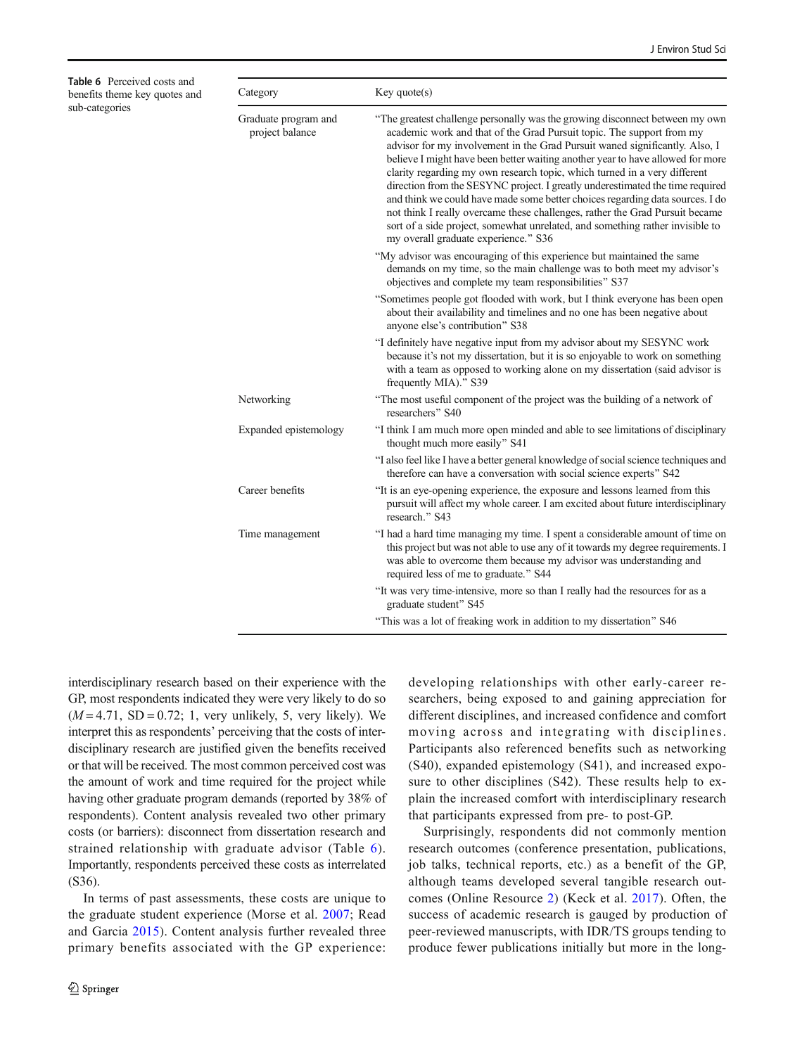**Table 6** Perceived costs and benefits theme key quotes and sub-categories

| Category | Key quote(s) |
| --- | --- |
| Graduate program and project balance | "The greatest challenge personally was the growing disconnect between my own academic work and that of the Grad Pursuit topic. The support from my advisor for my involvement in the Grad Pursuit waned significantly. Also, I believe I might have been better waiting another year to have allowed for more clarity regarding my own research topic, which turned in a very different direction from the SESYNC project. I greatly underestimated the time required and think we could have made some better choices regarding data sources. I do not think I really overcame these challenges, rather the Grad Pursuit became sort of a side project, somewhat unrelated, and something rather invisible to my overall graduate experience." S36 |
| | "My advisor was encouraging of this experience but maintained the same demands on my time, so the main challenge was to both meet my advisor's objectives and complete my team responsibilities" S37 |
| | "Sometimes people got flooded with work, but I think everyone has been open about their availability and timelines and no one has been negative about anyone else's contribution" S38 |
| | "I definitely have negative input from my advisor about my SESYNC work because it's not my dissertation, but it is so enjoyable to work on something with a team as opposed to working alone on my dissertation (said advisor is frequently MIA)." S39 |
| Networking | "The most useful component of the project was the building of a network of researchers" S40 |
| Expanded epistemology | "I think I am much more open minded and able to see limitations of disciplinary thought much more easily" S41 |
| | "I also feel like I have a better general knowledge of social science techniques and therefore can have a conversation with social science experts" S42 |
| Career benefits | "It is an eye-opening experience, the exposure and lessons learned from this pursuit will affect my whole career. I am excited about future interdisciplinary research." S43 |
| Time management | "I had a hard time managing my time. I spent a considerable amount of time on this project but was not able to use any of it towards my degree requirements. I was able to overcome them because my advisor was understanding and required less of me to graduate." S44 |
| | "It was very time-intensive, more so than I really had the resources for as a graduate student" S45 |
| | "This was a lot of freaking work in addition to my dissertation" S46 |

interdisciplinary research based on their experience with the GP, most respondents indicated they were very likely to do so ($M = 4.71$, $SD = 0.72$; 1, very unlikely, 5, very likely). We interpret this as respondents' perceiving that the costs of interdisciplinary research are justified given the benefits received or that will be received. The most common perceived cost was the amount of work and time required for the project while having other graduate program demands (reported by 38% of respondents). Content analysis revealed two other primary costs (or barriers): disconnect from dissertation research and strained relationship with graduate advisor (Table 6). Importantly, respondents perceived these costs as interrelated (S36).

In terms of past assessments, these costs are unique to the graduate student experience (Morse et al. 2007; Read and Garcia 2015). Content analysis further revealed three primary benefits associated with the GP experience: developing relationships with other early-career researchers, being exposed to and gaining appreciation for different disciplines, and increased confidence and comfort moving across and integrating with disciplines. Participants also referenced benefits such as networking (S40), expanded epistemology (S41), and increased exposure to other disciplines (S42). These results help to explain the increased comfort with interdisciplinary research that participants expressed from pre- to post-GP.

Surprisingly, respondents did not commonly mention research outcomes (conference presentation, publications, job talks, technical reports, etc.) as a benefit of the GP, although teams developed several tangible research outcomes (Online Resource 2) (Keck et al. 2017). Often, the success of academic research is gauged by production of peer-reviewed manuscripts, with IDR/TS groups tending to produce fewer publications initially but more in the long-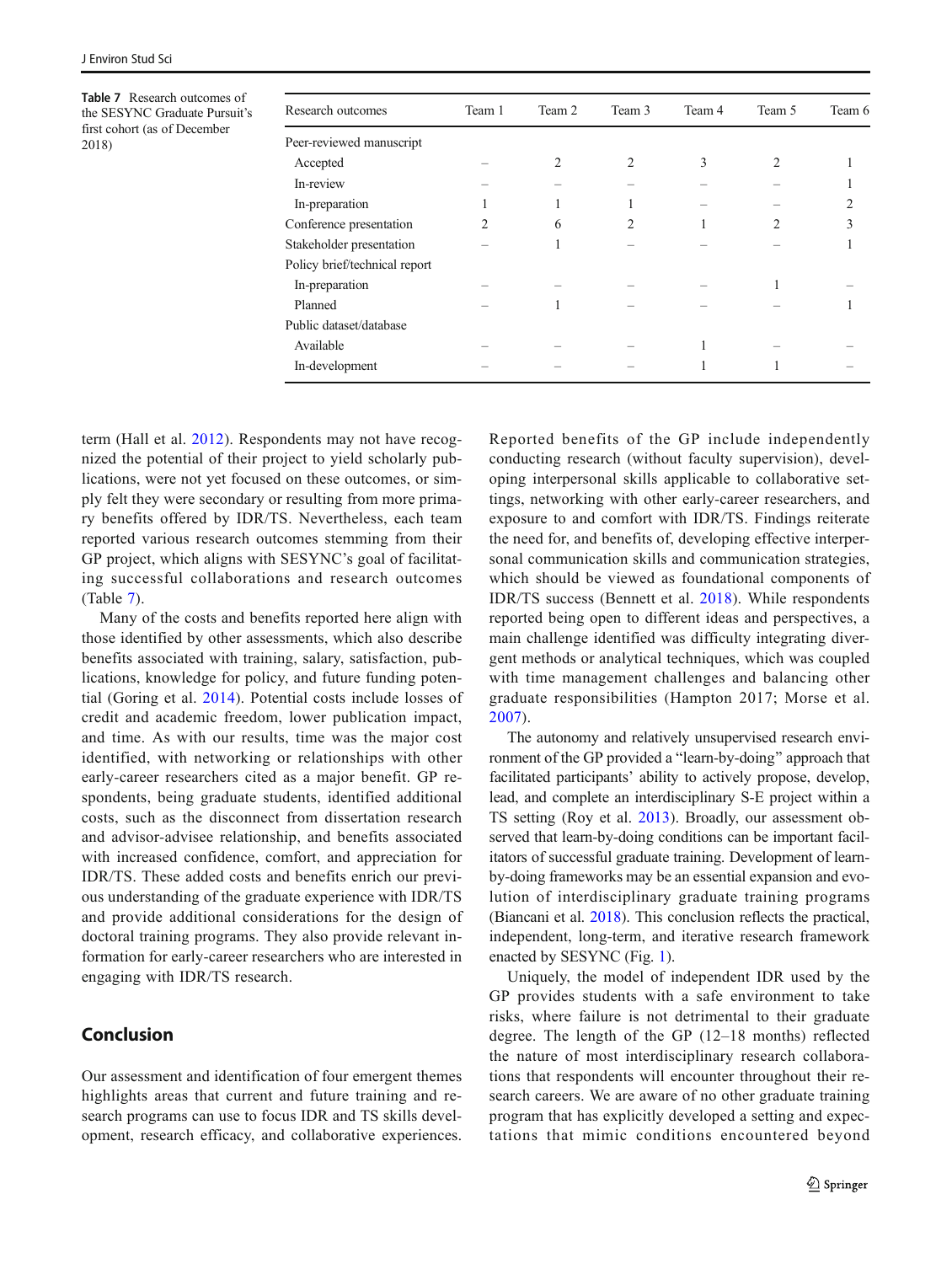Table 7 Research outcomes of the SESYNC Graduate Pursuit's first cohort (as of December 2018)

| Research outcomes | Team 1 | Team 2 | Team 3 | Team 4 | Team 5 | Team 6 |
|---|---|---|---|---|---|---|
| Peer-reviewed manuscript | | | | | | |
| Accepted | – | 2 | 2 | 3 | 2 | 1 |
| In-review | – | – | – | – | – | 1 |
| In-preparation | 1 | 1 | 1 | – | – | 2 |
| Conference presentation | 2 | 6 | 2 | 1 | 2 | 3 |
| Stakeholder presentation | – | 1 | – | – | – | 1 |
| Policy brief/technical report | | | | | | |
| In-preparation | – | – | – | – | 1 | – |
| Planned | – | 1 | – | – | – | 1 |
| Public dataset/database | | | | | | |
| Available | – | – | – | 1 | – | – |
| In-development | – | – | – | 1 | 1 | – |

term (Hall et al. 2012). Respondents may not have recognized the potential of their project to yield scholarly publications, were not yet focused on these outcomes, or simply felt they were secondary or resulting from more primary benefits offered by IDR/TS. Nevertheless, each team reported various research outcomes stemming from their GP project, which aligns with SESYNC's goal of facilitating successful collaborations and research outcomes (Table 7).

Many of the costs and benefits reported here align with those identified by other assessments, which also describe benefits associated with training, salary, satisfaction, publications, knowledge for policy, and future funding potential (Goring et al. 2014). Potential costs include losses of credit and academic freedom, lower publication impact, and time. As with our results, time was the major cost identified, with networking or relationships with other early-career researchers cited as a major benefit. GP respondents, being graduate students, identified additional costs, such as the disconnect from dissertation research and advisor-advisee relationship, and benefits associated with increased confidence, comfort, and appreciation for IDR/TS. These added costs and benefits enrich our previous understanding of the graduate experience with IDR/TS and provide additional considerations for the design of doctoral training programs. They also provide relevant information for early-career researchers who are interested in engaging with IDR/TS research.

## Conclusion

Our assessment and identification of four emergent themes highlights areas that current and future training and research programs can use to focus IDR and TS skills development, research efficacy, and collaborative experiences. Reported benefits of the GP include independently conducting research (without faculty supervision), developing interpersonal skills applicable to collaborative settings, networking with other early-career researchers, and exposure to and comfort with IDR/TS. Findings reiterate the need for, and benefits of, developing effective interpersonal communication skills and communication strategies, which should be viewed as foundational components of IDR/TS success (Bennett et al. 2018). While respondents reported being open to different ideas and perspectives, a main challenge identified was difficulty integrating divergent methods or analytical techniques, which was coupled with time management challenges and balancing other graduate responsibilities (Hampton 2017; Morse et al. 2007).

The autonomy and relatively unsupervised research environment of the GP provided a "learn-by-doing" approach that facilitated participants' ability to actively propose, develop, lead, and complete an interdisciplinary S-E project within a TS setting (Roy et al. 2013). Broadly, our assessment observed that learn-by-doing conditions can be important facilitators of successful graduate training. Development of learn-by-doing frameworks may be an essential expansion and evolution of interdisciplinary graduate training programs (Biancani et al. 2018). This conclusion reflects the practical, independent, long-term, and iterative research framework enacted by SESYNC (Fig. 1).

Uniquely, the model of independent IDR used by the GP provides students with a safe environment to take risks, where failure is not detrimental to their graduate degree. The length of the GP (12–18 months) reflected the nature of most interdisciplinary research collaborations that respondents will encounter throughout their research careers. We are aware of no other graduate training program that has explicitly developed a setting and expectations that mimic conditions encountered beyond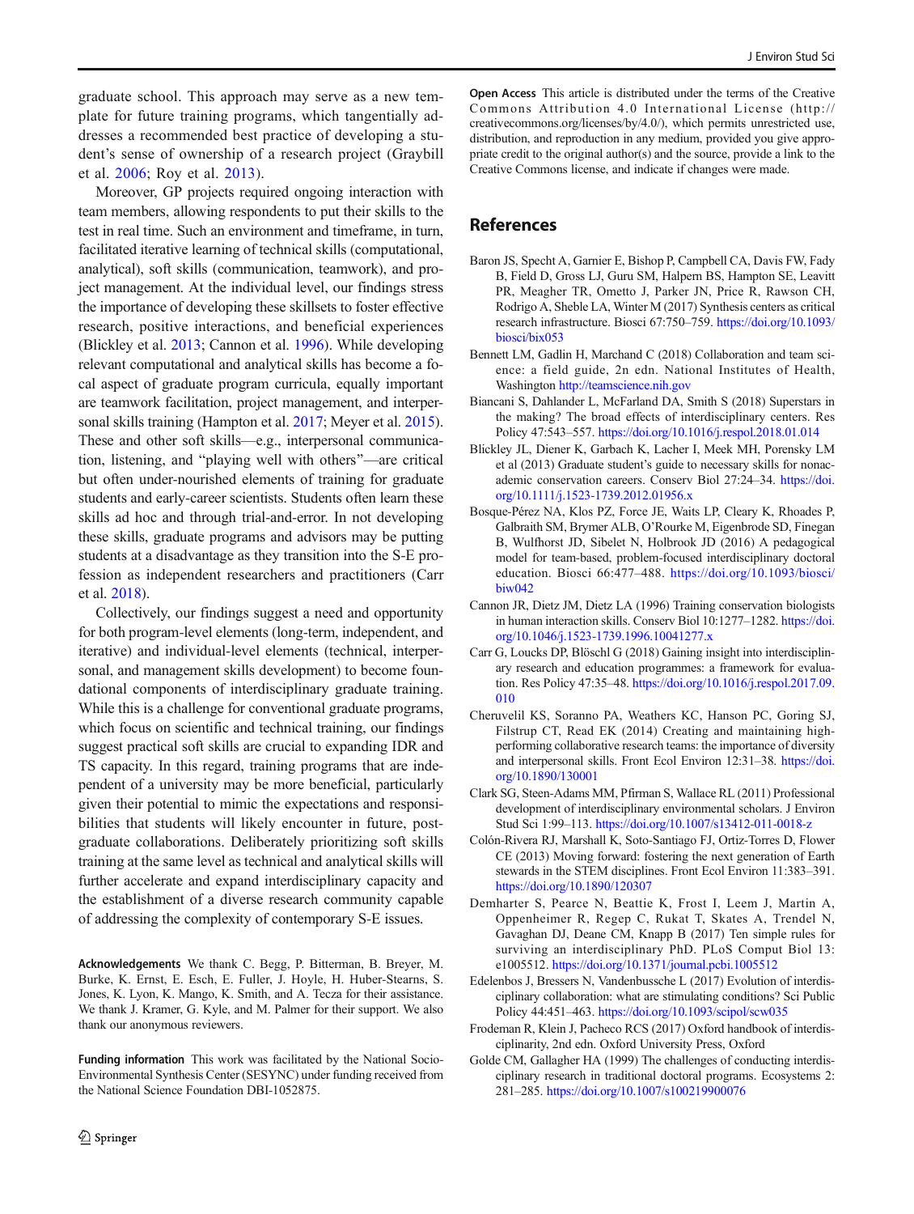graduate school. This approach may serve as a new template for future training programs, which tangentially addresses a recommended best practice of developing a student's sense of ownership of a research project (Graybill et al. 2006; Roy et al. 2013).

Moreover, GP projects required ongoing interaction with team members, allowing respondents to put their skills to the test in real time. Such an environment and timeframe, in turn, facilitated iterative learning of technical skills (computational, analytical), soft skills (communication, teamwork), and project management. At the individual level, our findings stress the importance of developing these skillsets to foster effective research, positive interactions, and beneficial experiences (Blickley et al. 2013; Cannon et al. 1996). While developing relevant computational and analytical skills has become a focal aspect of graduate program curricula, equally important are teamwork facilitation, project management, and interpersonal skills training (Hampton et al. 2017; Meyer et al. 2015). These and other soft skills—e.g., interpersonal communication, listening, and "playing well with others"—are critical but often under-nourished elements of training for graduate students and early-career scientists. Students often learn these skills ad hoc and through trial-and-error. In not developing these skills, graduate programs and advisors may be putting students at a disadvantage as they transition into the S-E profession as independent researchers and practitioners (Carr et al. 2018).

Collectively, our findings suggest a need and opportunity for both program-level elements (long-term, independent, and iterative) and individual-level elements (technical, interpersonal, and management skills development) to become foundational components of interdisciplinary graduate training. While this is a challenge for conventional graduate programs, which focus on scientific and technical training, our findings suggest practical soft skills are crucial to expanding IDR and TS capacity. In this regard, training programs that are independent of a university may be more beneficial, particularly given their potential to mimic the expectations and responsibilities that students will likely encounter in future, post-graduate collaborations. Deliberately prioritizing soft skills training at the same level as technical and analytical skills will further accelerate and expand interdisciplinary capacity and the establishment of a diverse research community capable of addressing the complexity of contemporary S-E issues.

**Acknowledgements** We thank C. Begg, P. Bitterman, B. Breyer, M. Burke, K. Ernst, E. Esch, E. Fuller, J. Hoyle, H. Huber-Stearns, S. Jones, K. Lyon, K. Mango, K. Smith, and A. Tecza for their assistance. We thank J. Kramer, G. Kyle, and M. Palmer for their support. We also thank our anonymous reviewers.

**Funding information** This work was facilitated by the National Socio-Environmental Synthesis Center (SESYNC) under funding received from the National Science Foundation DBI-1052875.

**Open Access** This article is distributed under the terms of the Creative Commons Attribution 4.0 International License (http://creativecommons.org/licenses/by/4.0/), which permits unrestricted use, distribution, and reproduction in any medium, provided you give appropriate credit to the original author(s) and the source, provide a link to the Creative Commons license, and indicate if changes were made.

## References

Baron JS, Specht A, Garnier E, Bishop P, Campbell CA, Davis FW, Fady B, Field D, Gross LJ, Guru SM, Halpern BS, Hampton SE, Leavitt PR, Meagher TR, Ometto J, Parker JN, Price R, Rawson CH, Rodrigo A, Sheble LA, Winter M (2017) Synthesis centers as critical research infrastructure. Biosci 67:750–759. https://doi.org/10.1093/biosci/bix053

Bennett LM, Gadlin H, Marchand C (2018) Collaboration and team science: a field guide, 2n edn. National Institutes of Health, Washington http://teamscience.nih.gov

Biancani S, Dahlander L, McFarland DA, Smith S (2018) Superstars in the making? The broad effects of interdisciplinary centers. Res Policy 47:543–557. https://doi.org/10.1016/j.respol.2018.01.014

Blickley JL, Diener K, Garbach K, Lacher I, Meek MH, Porensky LM et al (2013) Graduate student's guide to necessary skills for nonacademic conservation careers. Conserv Biol 27:24–34. https://doi.org/10.1111/j.1523-1739.2012.01956.x

Bosque-Pérez NA, Klos PZ, Force JE, Waits LP, Cleary K, Rhoades P, Galbraith SM, Brymer ALB, O'Rourke M, Eigenbrode SD, Finegan B, Wulfhorst JD, Sibelet N, Holbrook JD (2016) A pedagogical model for team-based, problem-focused interdisciplinary doctoral education. Biosci 66:477–488. https://doi.org/10.1093/biosci/biw042

Cannon JR, Dietz JM, Dietz LA (1996) Training conservation biologists in human interaction skills. Conserv Biol 10:1277–1282. https://doi.org/10.1046/j.1523-1739.1996.10041277.x

Carr G, Loucks DP, Blöschl G (2018) Gaining insight into interdisciplinary research and education programmes: a framework for evaluation. Res Policy 47:35–48. https://doi.org/10.1016/j.respol.2017.09.010

Cheruvelil KS, Soranno PA, Weathers KC, Hanson PC, Goring SJ, Filstrup CT, Read EK (2014) Creating and maintaining high-performing collaborative research teams: the importance of diversity and interpersonal skills. Front Ecol Environ 12:31–38. https://doi.org/10.1890/130001

Clark SG, Steen-Adams MM, Pfirman S, Wallace RL (2011) Professional development of interdisciplinary environmental scholars. J Environ Stud Sci 1:99–113. https://doi.org/10.1007/s13412-011-0018-z

Colón-Rivera RJ, Marshall K, Soto-Santiago FJ, Ortiz-Torres D, Flower CE (2013) Moving forward: fostering the next generation of Earth stewards in the STEM disciplines. Front Ecol Environ 11:383–391. https://doi.org/10.1890/120307

Demharter S, Pearce N, Beattie K, Frost I, Leem J, Martin A, Oppenheimer R, Regep C, Rukat T, Skates A, Trendel N, Gavaghan DJ, Deane CM, Knapp B (2017) Ten simple rules for surviving an interdisciplinary PhD. PLoS Comput Biol 13: e1005512. https://doi.org/10.1371/journal.pcbi.1005512

Edelenbos J, Bressers N, Vandenbussche L (2017) Evolution of interdisciplinary collaboration: what are stimulating conditions? Sci Public Policy 44:451–463. https://doi.org/10.1093/scipol/scw035

Frodeman R, Klein J, Pacheco RCS (2017) Oxford handbook of interdisciplinarity, 2nd edn. Oxford University Press, Oxford

Golde CM, Gallagher HA (1999) The challenges of conducting interdisciplinary research in traditional doctoral programs. Ecosystems 2: 281–285. https://doi.org/10.1007/s100219900076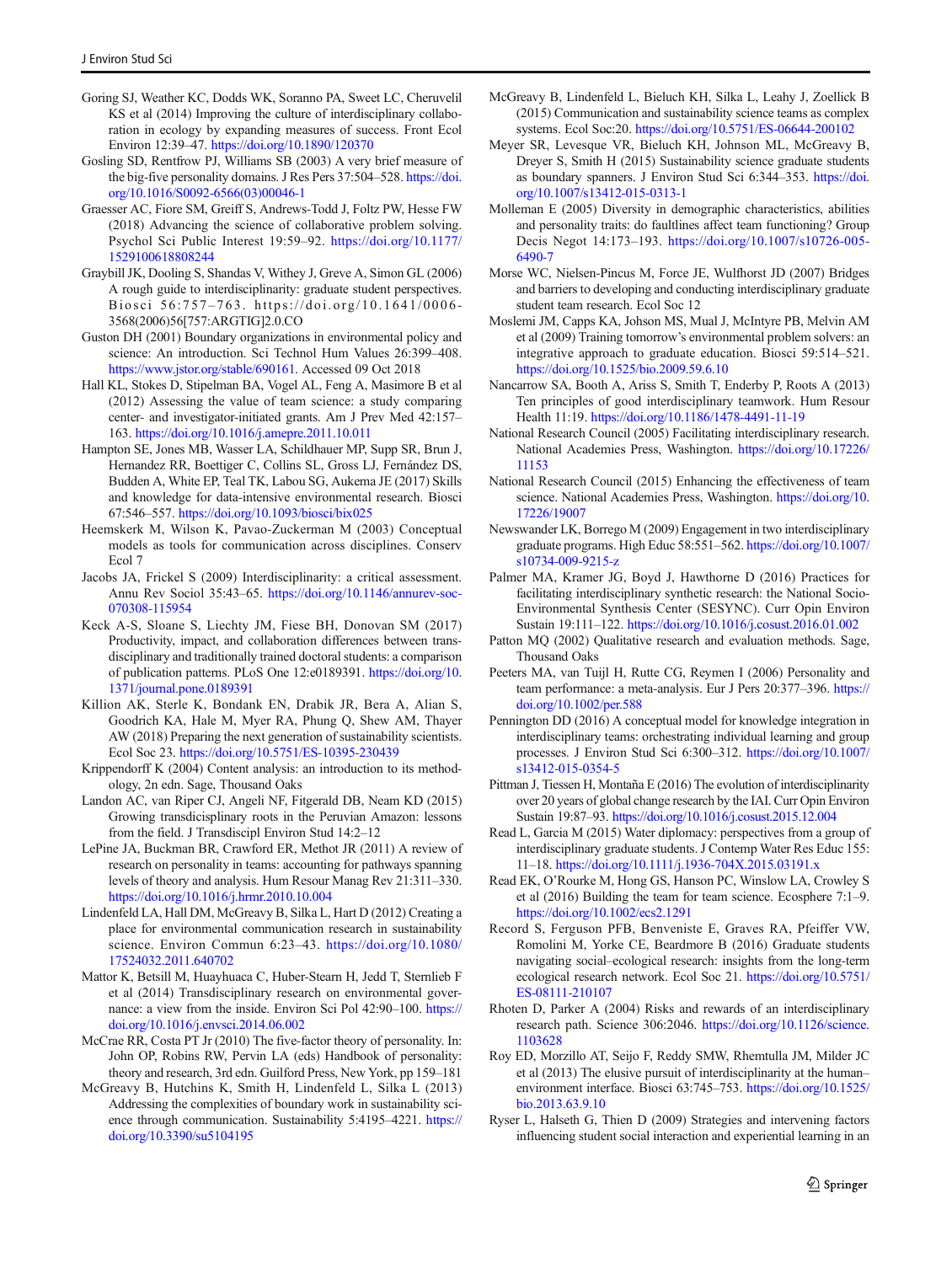Goring SJ, Weather KC, Dodds WK, Soranno PA, Sweet LC, Cheruvelil KS et al (2014) Improving the culture of interdisciplinary collaboration in ecology by expanding measures of success. Front Ecol Environ 12:39–47. https://doi.org/10.1890/120370

Gosling SD, Rentfrow PJ, Williams SB (2003) A very brief measure of the big-five personality domains. J Res Pers 37:504–528. https://doi.org/10.1016/S0092-6566(03)00046-1

Graesser AC, Fiore SM, Greiff S, Andrews-Todd J, Foltz PW, Hesse FW (2018) Advancing the science of collaborative problem solving. Psychol Sci Public Interest 19:59–92. https://doi.org/10.1177/1529100618808244

Graybill JK, Dooling S, Shandas V, Withey J, Greve A, Simon GL (2006) A rough guide to interdisciplinarity: graduate student perspectives. Biosci 56:757–763. https://doi.org/10.1641/0006-3568(2006)56[757:ARGTIG]2.0.CO

Guston DH (2001) Boundary organizations in environmental policy and science: An introduction. Sci Technol Hum Values 26:399–408. https://www.jstor.org/stable/690161. Accessed 09 Oct 2018

Hall KL, Stokes D, Stipelman BA, Vogel AL, Feng A, Masimore B et al (2012) Assessing the value of team science: a study comparing center- and investigator-initiated grants. Am J Prev Med 42:157–163. https://doi.org/10.1016/j.amepre.2011.10.011

Hampton SE, Jones MB, Wasser LA, Schildhauer MP, Supp SR, Brun J, Hernandez RR, Boettiger C, Collins SL, Gross LJ, Fernández DS, Budden A, White EP, Teal TK, Labou SG, Aukema JE (2017) Skills and knowledge for data-intensive environmental research. Biosci 67:546–557. https://doi.org/10.1093/biosci/bix025

Heemskerk M, Wilson K, Pavao-Zuckerman M (2003) Conceptual models as tools for communication across disciplines. Conserv Ecol 7

Jacobs JA, Frickel S (2009) Interdisciplinarity: a critical assessment. Annu Rev Sociol 35:43–65. https://doi.org/10.1146/annurev-soc-070308-115954

Keck A-S, Sloane S, Liechty JM, Fiese BH, Donovan SM (2017) Productivity, impact, and collaboration differences between transdisciplinary and traditionally trained doctoral students: a comparison of publication patterns. PLoS One 12:e0189391. https://doi.org/10.1371/journal.pone.0189391

Killion AK, Sterle K, Bondank EN, Drabik JR, Bera A, Alian S, Goodrich KA, Hale M, Myer RA, Phung Q, Shew AM, Thayer AW (2018) Preparing the next generation of sustainability scientists. Ecol Soc 23. https://doi.org/10.5751/ES-10395-230439

Krippendorff K (2004) Content analysis: an introduction to its methodology, 2n edn. Sage, Thousand Oaks

Landon AC, van Riper CJ, Angeli NF, Fitgerald DB, Neam KD (2015) Growing transdicisplinary roots in the Peruvian Amazon: lessons from the field. J Transdiscipl Environ Stud 14:2–12

LePine JA, Buckman BR, Crawford ER, Methot JR (2011) A review of research on personality in teams: accounting for pathways spanning levels of theory and analysis. Hum Resour Manag Rev 21:311–330. https://doi.org/10.1016/j.hrmr.2010.10.004

Lindenfeld LA, Hall DM, McGreavy B, Silka L, Hart D (2012) Creating a place for environmental communication research in sustainability science. Environ Commun 6:23–43. https://doi.org/10.1080/17524032.2011.640702

Mattor K, Betsill M, Huayhuaca C, Huber-Stearn H, Jedd T, Sternlieb F et al (2014) Transdisciplinary research on environmental governance: a view from the inside. Environ Sci Pol 42:90–100. https://doi.org/10.1016/j.envsci.2014.06.002

McCrae RR, Costa PT Jr (2010) The five-factor theory of personality. In: John OP, Robins RW, Pervin LA (eds) Handbook of personality: theory and research, 3rd edn. Guilford Press, New York, pp 159–181

McGreavy B, Hutchins K, Smith H, Lindenfeld L, Silka L (2013) Addressing the complexities of boundary work in sustainability science through communication. Sustainability 5:4195–4221. https://doi.org/10.3390/su5104195

McGreavy B, Lindenfeld L, Bieluch KH, Silka L, Leahy J, Zoellick B (2015) Communication and sustainability science teams as complex systems. Ecol Soc:20. https://doi.org/10.5751/ES-06644-200102

Meyer SR, Levesque VR, Bieluch KH, Johnson ML, McGreavy B, Dreyer S, Smith H (2015) Sustainability science graduate students as boundary spanners. J Environ Stud Sci 6:344–353. https://doi.org/10.1007/s13412-015-0313-1

Molleman E (2005) Diversity in demographic characteristics, abilities and personality traits: do faultlines affect team functioning? Group Decis Negot 14:173–193. https://doi.org/10.1007/s10726-005-6490-7

Morse WC, Nielsen-Pincus M, Force JE, Wulfhorst JD (2007) Bridges and barriers to developing and conducting interdisciplinary graduate student team research. Ecol Soc 12

Moslemi JM, Capps KA, Johson MS, Mual J, McIntyre PB, Melvin AM et al (2009) Training tomorrow's environmental problem solvers: an integrative approach to graduate education. Biosci 59:514–521. https://doi.org/10.1525/bio.2009.59.6.10

Nancarrow SA, Booth A, Ariss S, Smith T, Enderby P, Roots A (2013) Ten principles of good interdisciplinary teamwork. Hum Resour Health 11:19. https://doi.org/10.1186/1478-4491-11-19

National Research Council (2005) Facilitating interdisciplinary research. National Academies Press, Washington. https://doi.org/10.17226/11153

National Research Council (2015) Enhancing the effectiveness of team science. National Academies Press, Washington. https://doi.org/10.17226/19007

Newswander LK, Borrego M (2009) Engagement in two interdisciplinary graduate programs. High Educ 58:551–562. https://doi.org/10.1007/s10734-009-9215-z

Palmer MA, Kramer JG, Boyd J, Hawthorne D (2016) Practices for facilitating interdisciplinary synthetic research: the National Socio-Environmental Synthesis Center (SESYNC). Curr Opin Environ Sustain 19:111–122. https://doi.org/10.1016/j.cosust.2016.01.002

Patton MQ (2002) Qualitative research and evaluation methods. Sage, Thousand Oaks

Peeters MA, van Tuijl H, Rutte CG, Reymen I (2006) Personality and team performance: a meta-analysis. Eur J Pers 20:377–396. https://doi.org/10.1002/per.588

Pennington DD (2016) A conceptual model for knowledge integration in interdisciplinary teams: orchestrating individual learning and group processes. J Environ Stud Sci 6:300–312. https://doi.org/10.1007/s13412-015-0354-5

Pittman J, Tiessen H, Montaña E (2016) The evolution of interdisciplinarity over 20 years of global change research by the IAI. Curr Opin Environ Sustain 19:87–93. https://doi.org/10.1016/j.cosust.2015.12.004

Read L, Garcia M (2015) Water diplomacy: perspectives from a group of interdisciplinary graduate students. J Contemp Water Res Educ 155:11–18. https://doi.org/10.1111/j.1936-704X.2015.03191.x

Read EK, O'Rourke M, Hong GS, Hanson PC, Winslow LA, Crowley S et al (2016) Building the team for team science. Ecosphere 7:1–9. https://doi.org/10.1002/ecs2.1291

Record S, Ferguson PFB, Benveniste E, Graves RA, Pfeiffer VW, Romolini M, Yorke CE, Beardmore B (2016) Graduate students navigating social–ecological research: insights from the long-term ecological research network. Ecol Soc 21. https://doi.org/10.5751/ES-08111-210107

Rhoten D, Parker A (2004) Risks and rewards of an interdisciplinary research path. Science 306:2046. https://doi.org/10.1126/science.1103628

Roy ED, Morzillo AT, Seijo F, Reddy SMW, Rhemtulla JM, Milder JC et al (2013) The elusive pursuit of interdisciplinarity at the human–environment interface. Biosci 63:745–753. https://doi.org/10.1525/bio.2013.63.9.10

Ryser L, Halseth G, Thien D (2009) Strategies and intervening factors influencing student social interaction and experiential learning in an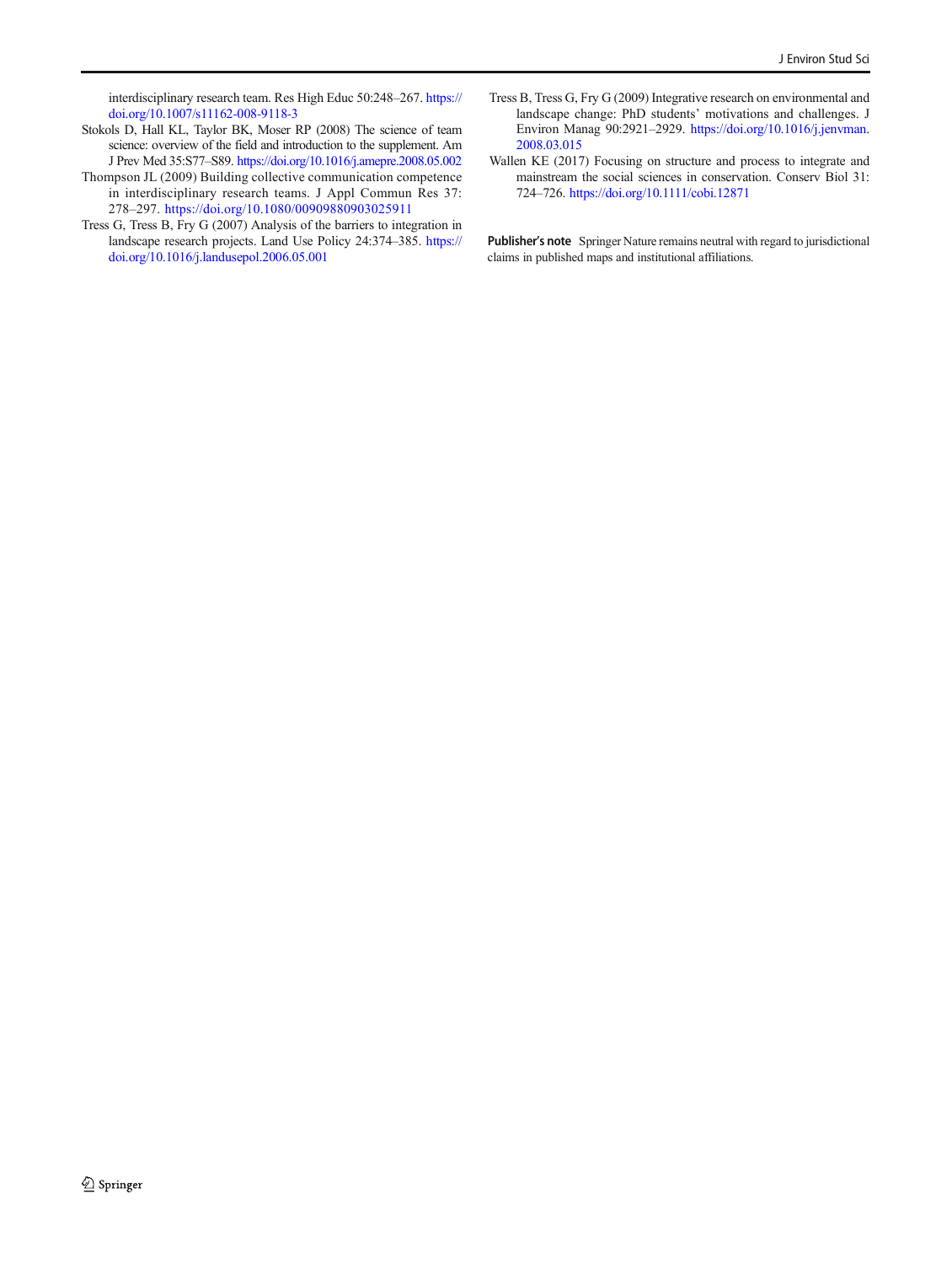interdisciplinary research team. Res High Educ 50:248–267. https://doi.org/10.1007/s11162-008-9118-3

Stokols D, Hall KL, Taylor BK, Moser RP (2008) The science of team science: overview of the field and introduction to the supplement. Am J Prev Med 35:S77–S89. https://doi.org/10.1016/j.amepre.2008.05.002

Thompson JL (2009) Building collective communication competence in interdisciplinary research teams. J Appl Commun Res 37: 278–297. https://doi.org/10.1080/00909880903025911

Tress G, Tress B, Fry G (2007) Analysis of the barriers to integration in landscape research projects. Land Use Policy 24:374–385. https://doi.org/10.1016/j.landusepol.2006.05.001

Tress B, Tress G, Fry G (2009) Integrative research on environmental and landscape change: PhD students' motivations and challenges. J Environ Manag 90:2921–2929. https://doi.org/10.1016/j.jenvman.2008.03.015

Wallen KE (2017) Focusing on structure and process to integrate and mainstream the social sciences in conservation. Conserv Biol 31: 724–726. https://doi.org/10.1111/cobi.12871

**Publisher's note** Springer Nature remains neutral with regard to jurisdictional claims in published maps and institutional affiliations.